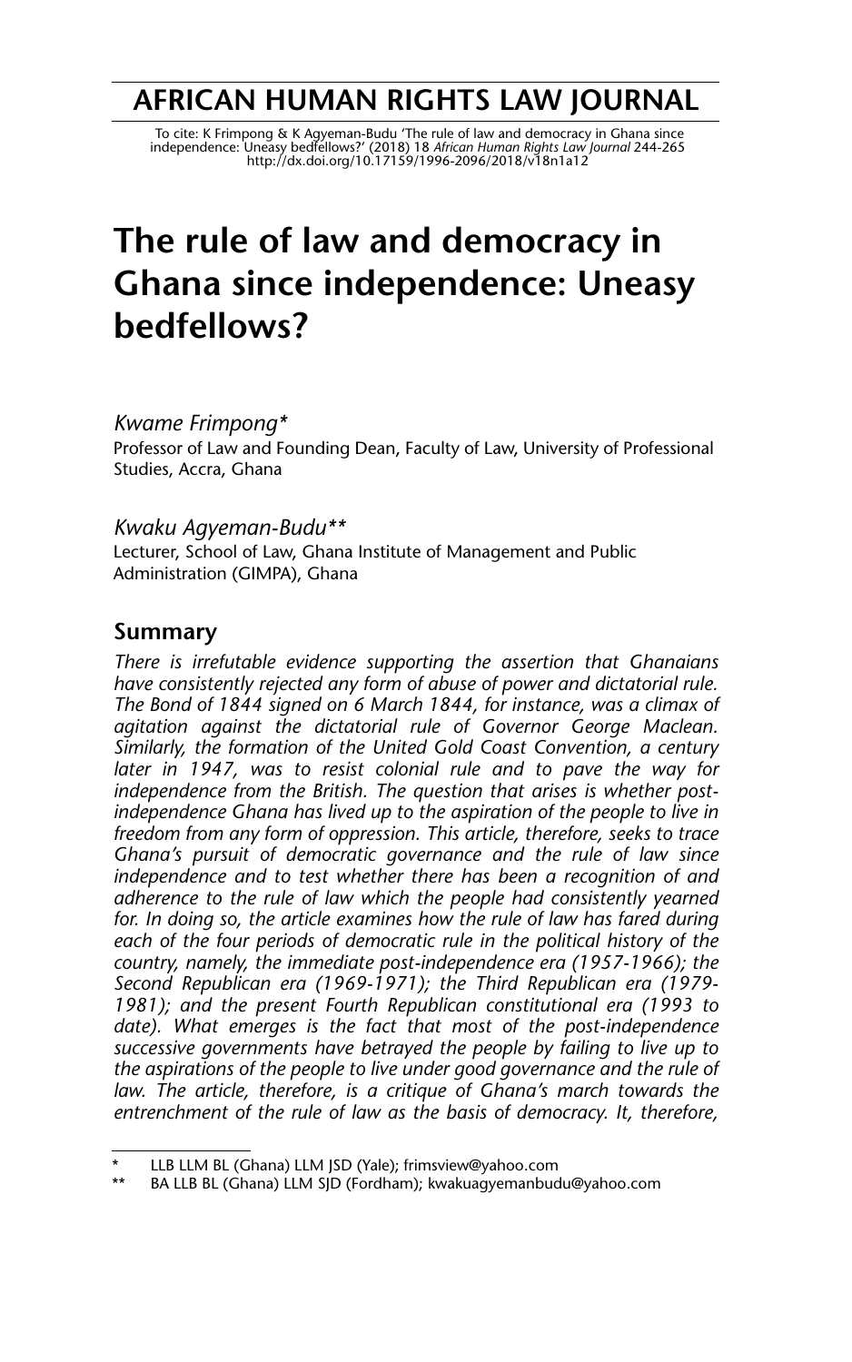# AFRICAN HUMAN RIGHTS LAW JOURNAL

To cite: K Frimpong & K Agyeman-Budu 'The rule of law and democracy in Ghana since independence: Uneasy bedfellows?' (2018) 18 *African Human Rights Law Journal* 244-265
http://dx.doi.org/10.17159/1996-2096/2018/v18n1a12

# The rule of law and democracy in Ghana since independence: Uneasy bedfellows?

*Kwame Frimpong\**
Professor of Law and Founding Dean, Faculty of Law, University of Professional Studies, Accra, Ghana

*Kwaku Agyeman-Budu\*\**
Lecturer, School of Law, Ghana Institute of Management and Public Administration (GIMPA), Ghana

## Summary

*There is irrefutable evidence supporting the assertion that Ghanaians have consistently rejected any form of abuse of power and dictatorial rule. The Bond of 1844 signed on 6 March 1844, for instance, was a climax of agitation against the dictatorial rule of Governor George Maclean. Similarly, the formation of the United Gold Coast Convention, a century later in 1947, was to resist colonial rule and to pave the way for independence from the British. The question that arises is whether post-independence Ghana has lived up to the aspiration of the people to live in freedom from any form of oppression. This article, therefore, seeks to trace Ghana's pursuit of democratic governance and the rule of law since independence and to test whether there has been a recognition of and adherence to the rule of law which the people had consistently yearned for. In doing so, the article examines how the rule of law has fared during each of the four periods of democratic rule in the political history of the country, namely, the immediate post-independence era (1957-1966); the Second Republican era (1969-1971); the Third Republican era (1979-1981); and the present Fourth Republican constitutional era (1993 to date). What emerges is the fact that most of the post-independence successive governments have betrayed the people by failing to live up to the aspirations of the people to live under good governance and the rule of law. The article, therefore, is a critique of Ghana's march towards the entrenchment of the rule of law as the basis of democracy. It, therefore,*

---

\* LLB LLM BL (Ghana) LLM JSD (Yale); frimsview@yahoo.com

\*\* BA LLB BL (Ghana) LLM SJD (Fordham); kwakuagyemanbudu@yahoo.com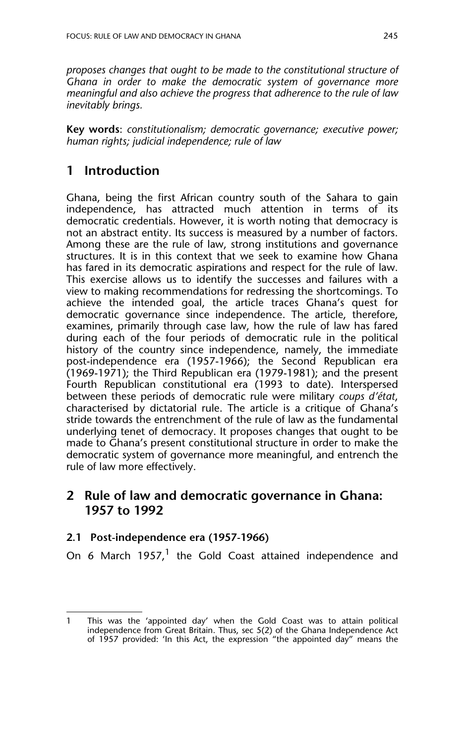*proposes changes that ought to be made to the constitutional structure of Ghana in order to make the democratic system of governance more meaningful and also achieve the progress that adherence to the rule of law inevitably brings.*

**Key words**: *constitutionalism; democratic governance; executive power; human rights; judicial independence; rule of law*

## 1 Introduction

Ghana, being the first African country south of the Sahara to gain independence, has attracted much attention in terms of its democratic credentials. However, it is worth noting that democracy is not an abstract entity. Its success is measured by a number of factors. Among these are the rule of law, strong institutions and governance structures. It is in this context that we seek to examine how Ghana has fared in its democratic aspirations and respect for the rule of law. This exercise allows us to identify the successes and failures with a view to making recommendations for redressing the shortcomings. To achieve the intended goal, the article traces Ghana's quest for democratic governance since independence. The article, therefore, examines, primarily through case law, how the rule of law has fared during each of the four periods of democratic rule in the political history of the country since independence, namely, the immediate post-independence era (1957-1966); the Second Republican era (1969-1971); the Third Republican era (1979-1981); and the present Fourth Republican constitutional era (1993 to date). Interspersed between these periods of democratic rule were military *coups d'état*, characterised by dictatorial rule. The article is a critique of Ghana's stride towards the entrenchment of the rule of law as the fundamental underlying tenet of democracy. It proposes changes that ought to be made to Ghana's present constitutional structure in order to make the democratic system of governance more meaningful, and entrench the rule of law more effectively.

## 2 Rule of law and democratic governance in Ghana: 1957 to 1992

### 2.1 Post-independence era (1957-1966)

On 6 March 1957,[1] the Gold Coast attained independence and

---

[1] This was the 'appointed day' when the Gold Coast was to attain political independence from Great Britain. Thus, sec 5(2) of the Ghana Independence Act of 1957 provided: 'In this Act, the expression "the appointed day" means the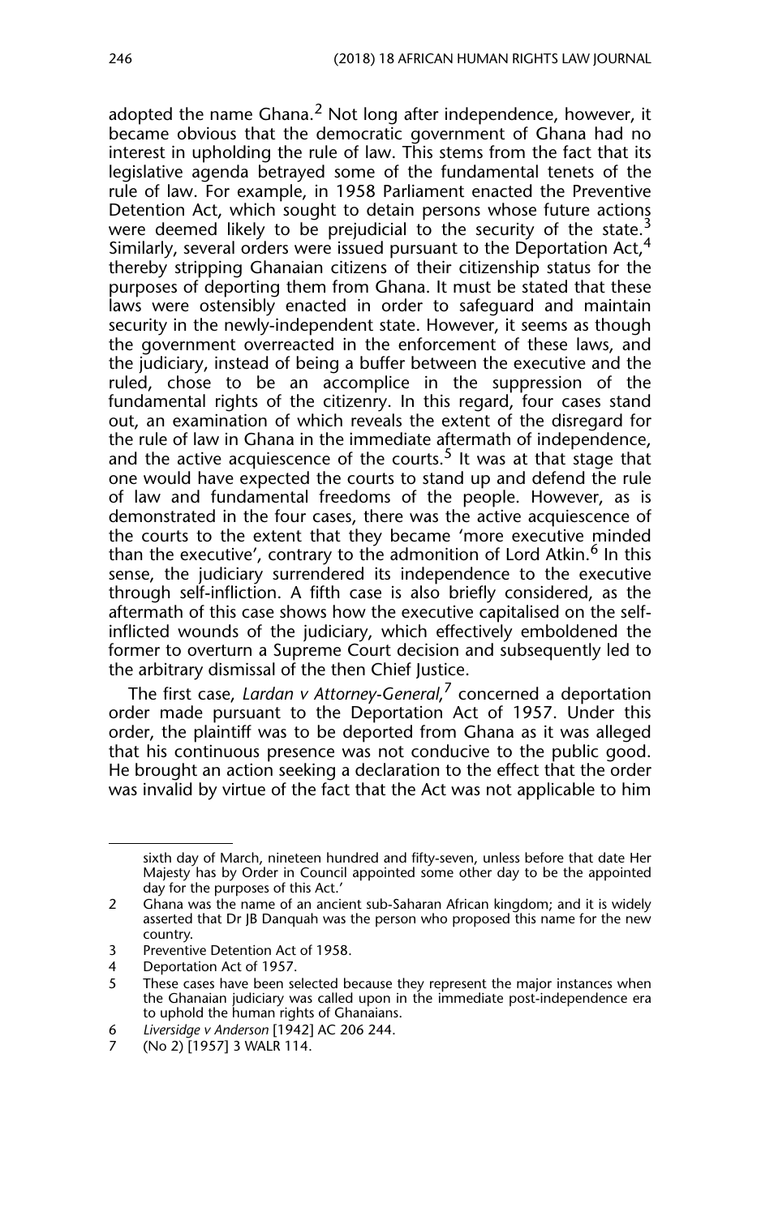adopted the name Ghana.[2] Not long after independence, however, it became obvious that the democratic government of Ghana had no interest in upholding the rule of law. This stems from the fact that its legislative agenda betrayed some of the fundamental tenets of the rule of law. For example, in 1958 Parliament enacted the Preventive Detention Act, which sought to detain persons whose future actions were deemed likely to be prejudicial to the security of the state.[3] Similarly, several orders were issued pursuant to the Deportation Act,[4] thereby stripping Ghanaian citizens of their citizenship status for the purposes of deporting them from Ghana. It must be stated that these laws were ostensibly enacted in order to safeguard and maintain security in the newly-independent state. However, it seems as though the government overreacted in the enforcement of these laws, and the judiciary, instead of being a buffer between the executive and the ruled, chose to be an accomplice in the suppression of the fundamental rights of the citizenry. In this regard, four cases stand out, an examination of which reveals the extent of the disregard for the rule of law in Ghana in the immediate aftermath of independence, and the active acquiescence of the courts.[5] It was at that stage that one would have expected the courts to stand up and defend the rule of law and fundamental freedoms of the people. However, as is demonstrated in the four cases, there was the active acquiescence of the courts to the extent that they became 'more executive minded than the executive', contrary to the admonition of Lord Atkin.[6] In this sense, the judiciary surrendered its independence to the executive through self-infliction. A fifth case is also briefly considered, as the aftermath of this case shows how the executive capitalised on the self-inflicted wounds of the judiciary, which effectively emboldened the former to overturn a Supreme Court decision and subsequently led to the arbitrary dismissal of the then Chief Justice.

The first case, *Lardan v Attorney-General*,[7] concerned a deportation order made pursuant to the Deportation Act of 1957. Under this order, the plaintiff was to be deported from Ghana as it was alleged that his continuous presence was not conducive to the public good. He brought an action seeking a declaration to the effect that the order was invalid by virtue of the fact that the Act was not applicable to him

---

sixth day of March, nineteen hundred and fifty-seven, unless before that date Her Majesty has by Order in Council appointed some other day to be the appointed day for the purposes of this Act.'

2 Ghana was the name of an ancient sub-Saharan African kingdom; and it is widely asserted that Dr JB Danquah was the person who proposed this name for the new country.

3 Preventive Detention Act of 1958.

4 Deportation Act of 1957.

5 These cases have been selected because they represent the major instances when the Ghanaian judiciary was called upon in the immediate post-independence era to uphold the human rights of Ghanaians.

6 *Liversidge v Anderson* [1942] AC 206 244.

7 (No 2) [1957] 3 WALR 114.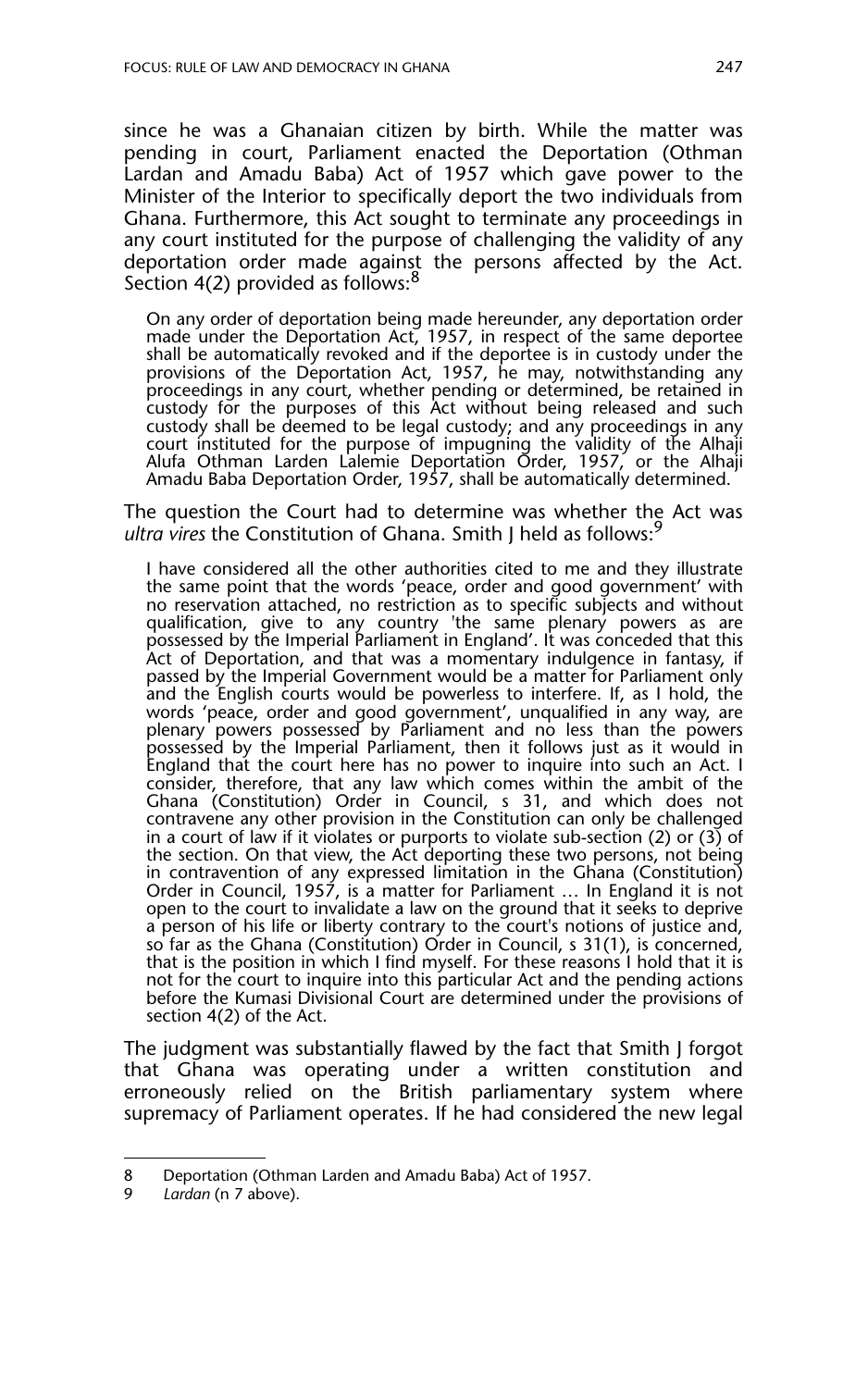since he was a Ghanaian citizen by birth. While the matter was pending in court, Parliament enacted the Deportation (Othman Lardan and Amadu Baba) Act of 1957 which gave power to the Minister of the Interior to specifically deport the two individuals from Ghana. Furthermore, this Act sought to terminate any proceedings in any court instituted for the purpose of challenging the validity of any deportation order made against the persons affected by the Act. Section 4(2) provided as follows:[8]

> On any order of deportation being made hereunder, any deportation order made under the Deportation Act, 1957, in respect of the same deportee shall be automatically revoked and if the deportee is in custody under the provisions of the Deportation Act, 1957, he may, notwithstanding any proceedings in any court, whether pending or determined, be retained in custody for the purposes of this Act without being released and such custody shall be deemed to be legal custody; and any proceedings in any court instituted for the purpose of impugning the validity of the Alhaji Alufa Othman Larden Lalemie Deportation Order, 1957, or the Alhaji Amadu Baba Deportation Order, 1957, shall be automatically determined.

The question the Court had to determine was whether the Act was *ultra vires* the Constitution of Ghana. Smith J held as follows:[9]

> I have considered all the other authorities cited to me and they illustrate the same point that the words 'peace, order and good government' with no reservation attached, no restriction as to specific subjects and without qualification, give to any country 'the same plenary powers as are possessed by the Imperial Parliament in England'. It was conceded that this Act of Deportation, and that was a momentary indulgence in fantasy, if passed by the Imperial Government would be a matter for Parliament only and the English courts would be powerless to interfere. If, as I hold, the words 'peace, order and good government', unqualified in any way, are plenary powers possessed by Parliament and no less than the powers possessed by the Imperial Parliament, then it follows just as it would in England that the court here has no power to inquire into such an Act. I consider, therefore, that any law which comes within the ambit of the Ghana (Constitution) Order in Council, s 31, and which does not contravene any other provision in the Constitution can only be challenged in a court of law if it violates or purports to violate sub-section (2) or (3) of the section. On that view, the Act deporting these two persons, not being in contravention of any expressed limitation in the Ghana (Constitution) Order in Council, 1957, is a matter for Parliament … In England it is not open to the court to invalidate a law on the ground that it seeks to deprive a person of his life or liberty contrary to the court's notions of justice and, so far as the Ghana (Constitution) Order in Council, s 31(1), is concerned, that is the position in which I find myself. For these reasons I hold that it is not for the court to inquire into this particular Act and the pending actions before the Kumasi Divisional Court are determined under the provisions of section 4(2) of the Act.

The judgment was substantially flawed by the fact that Smith J forgot that Ghana was operating under a written constitution and erroneously relied on the British parliamentary system where supremacy of Parliament operates. If he had considered the new legal

---

8 Deportation (Othman Larden and Amadu Baba) Act of 1957.

9 *Lardan* (n 7 above).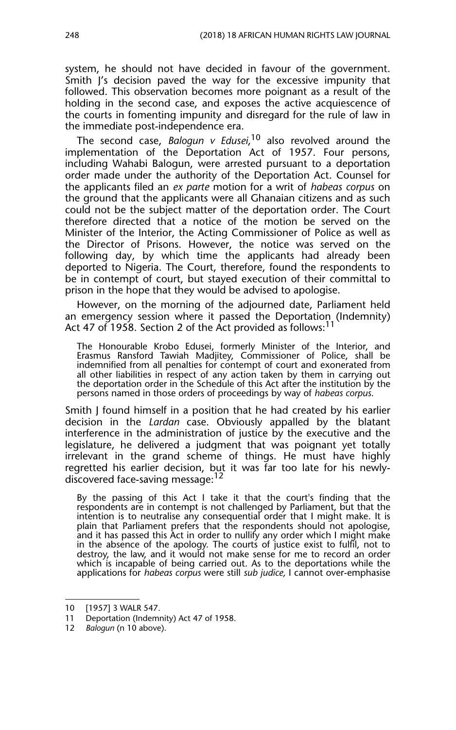system, he should not have decided in favour of the government. Smith J's decision paved the way for the excessive impunity that followed. This observation becomes more poignant as a result of the holding in the second case, and exposes the active acquiescence of the courts in fomenting impunity and disregard for the rule of law in the immediate post-independence era.

The second case, *Balogun v Edusei*,[10] also revolved around the implementation of the Deportation Act of 1957. Four persons, including Wahabi Balogun, were arrested pursuant to a deportation order made under the authority of the Deportation Act. Counsel for the applicants filed an *ex parte* motion for a writ of *habeas corpus* on the ground that the applicants were all Ghanaian citizens and as such could not be the subject matter of the deportation order. The Court therefore directed that a notice of the motion be served on the Minister of the Interior, the Acting Commissioner of Police as well as the Director of Prisons. However, the notice was served on the following day, by which time the applicants had already been deported to Nigeria. The Court, therefore, found the respondents to be in contempt of court, but stayed execution of their committal to prison in the hope that they would be advised to apologise.

However, on the morning of the adjourned date, Parliament held an emergency session where it passed the Deportation (Indemnity) Act 47 of 1958. Section 2 of the Act provided as follows:[11]

> The Honourable Krobo Edusei, formerly Minister of the Interior, and Erasmus Ransford Tawiah Madjitey, Commissioner of Police, shall be indemnified from all penalties for contempt of court and exonerated from all other liabilities in respect of any action taken by them in carrying out the deportation order in the Schedule of this Act after the institution by the persons named in those orders of proceedings by way of *habeas corpus*.

Smith J found himself in a position that he had created by his earlier decision in the *Lardan* case. Obviously appalled by the blatant interference in the administration of justice by the executive and the legislature, he delivered a judgment that was poignant yet totally irrelevant in the grand scheme of things. He must have highly regretted his earlier decision, but it was far too late for his newly-discovered face-saving message:[12]

> By the passing of this Act I take it that the court's finding that the respondents are in contempt is not challenged by Parliament, but that the intention is to neutralise any consequential order that I might make. It is plain that Parliament prefers that the respondents should not apologise, and it has passed this Act in order to nullify any order which I might make in the absence of the apology. The courts of justice exist to fulfil, not to destroy, the law, and it would not make sense for me to record an order which is incapable of being carried out. As to the deportations while the applications for *habeas corpus* were still *sub judice,* I cannot over-emphasise

---

10 [1957] 3 WALR 547.

11 Deportation (Indemnity) Act 47 of 1958.

12 *Balogun* (n 10 above).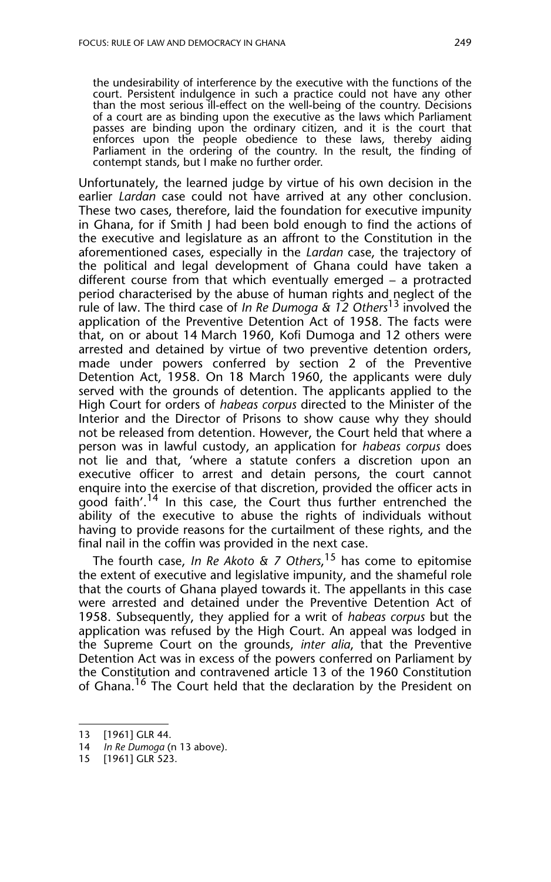> the undesirability of interference by the executive with the functions of the court. Persistent indulgence in such a practice could not have any other than the most serious ill-effect on the well-being of the country. Decisions of a court are as binding upon the executive as the laws which Parliament passes are binding upon the ordinary citizen, and it is the court that enforces upon the people obedience to these laws, thereby aiding Parliament in the ordering of the country. In the result, the finding of contempt stands, but I make no further order.

Unfortunately, the learned judge by virtue of his own decision in the earlier *Lardan* case could not have arrived at any other conclusion. These two cases, therefore, laid the foundation for executive impunity in Ghana, for if Smith J had been bold enough to find the actions of the executive and legislature as an affront to the Constitution in the aforementioned cases, especially in the *Lardan* case, the trajectory of the political and legal development of Ghana could have taken a different course from that which eventually emerged – a protracted period characterised by the abuse of human rights and neglect of the rule of law. The third case of *In Re Dumoga & 12 Others*[13] involved the application of the Preventive Detention Act of 1958. The facts were that, on or about 14 March 1960, Kofi Dumoga and 12 others were arrested and detained by virtue of two preventive detention orders, made under powers conferred by section 2 of the Preventive Detention Act, 1958. On 18 March 1960, the applicants were duly served with the grounds of detention. The applicants applied to the High Court for orders of *habeas corpus* directed to the Minister of the Interior and the Director of Prisons to show cause why they should not be released from detention. However, the Court held that where a person was in lawful custody, an application for *habeas corpus* does not lie and that, 'where a statute confers a discretion upon an executive officer to arrest and detain persons, the court cannot enquire into the exercise of that discretion, provided the officer acts in good faith'.[14] In this case, the Court thus further entrenched the ability of the executive to abuse the rights of individuals without having to provide reasons for the curtailment of these rights, and the final nail in the coffin was provided in the next case.

The fourth case, *In Re Akoto & 7 Others*,[15] has come to epitomise the extent of executive and legislative impunity, and the shameful role that the courts of Ghana played towards it. The appellants in this case were arrested and detained under the Preventive Detention Act of 1958. Subsequently, they applied for a writ of *habeas corpus* but the application was refused by the High Court. An appeal was lodged in the Supreme Court on the grounds, *inter alia*, that the Preventive Detention Act was in excess of the powers conferred on Parliament by the Constitution and contravened article 13 of the 1960 Constitution of Ghana.[16] The Court held that the declaration by the President on

---

13 [1961] GLR 44.

14 *In Re Dumoga* (n 13 above).

15 [1961] GLR 523.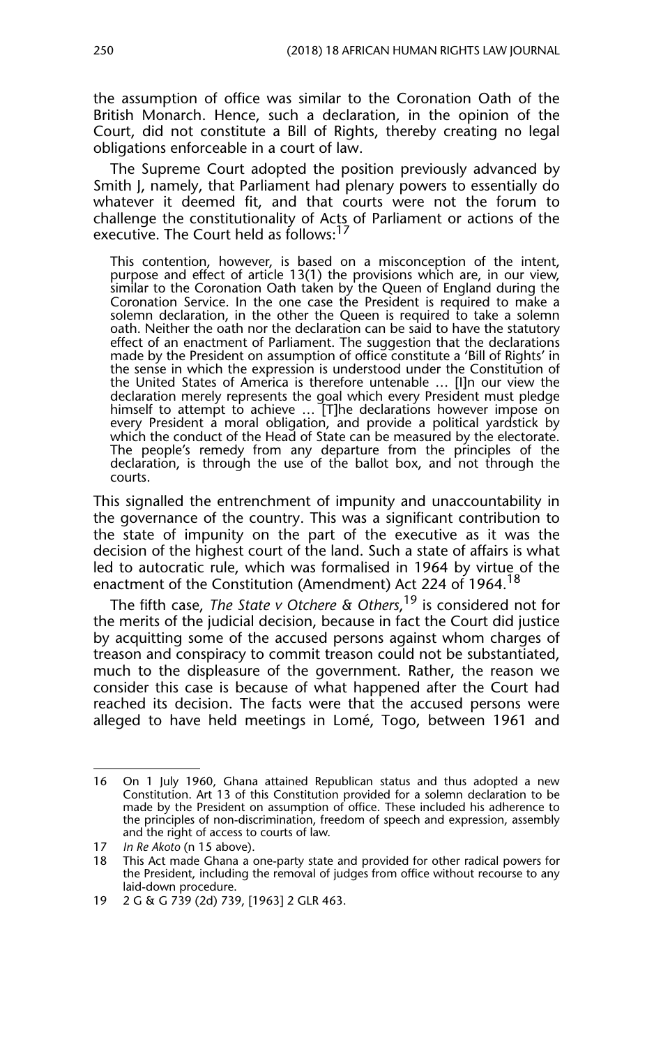the assumption of office was similar to the Coronation Oath of the British Monarch. Hence, such a declaration, in the opinion of the Court, did not constitute a Bill of Rights, thereby creating no legal obligations enforceable in a court of law.

The Supreme Court adopted the position previously advanced by Smith J, namely, that Parliament had plenary powers to essentially do whatever it deemed fit, and that courts were not the forum to challenge the constitutionality of Acts of Parliament or actions of the executive. The Court held as follows:[17]

> This contention, however, is based on a misconception of the intent, purpose and effect of article 13(1) the provisions which are, in our view, similar to the Coronation Oath taken by the Queen of England during the Coronation Service. In the one case the President is required to make a solemn declaration, in the other the Queen is required to take a solemn oath. Neither the oath nor the declaration can be said to have the statutory effect of an enactment of Parliament. The suggestion that the declarations made by the President on assumption of office constitute a 'Bill of Rights' in the sense in which the expression is understood under the Constitution of the United States of America is therefore untenable … [I]n our view the declaration merely represents the goal which every President must pledge himself to attempt to achieve … [T]he declarations however impose on every President a moral obligation, and provide a political yardstick by which the conduct of the Head of State can be measured by the electorate. The people's remedy from any departure from the principles of the declaration, is through the use of the ballot box, and not through the courts.

This signalled the entrenchment of impunity and unaccountability in the governance of the country. This was a significant contribution to the state of impunity on the part of the executive as it was the decision of the highest court of the land. Such a state of affairs is what led to autocratic rule, which was formalised in 1964 by virtue of the enactment of the Constitution (Amendment) Act 224 of 1964.[18]

The fifth case, *The State v Otchere & Others*,[19] is considered not for the merits of the judicial decision, because in fact the Court did justice by acquitting some of the accused persons against whom charges of treason and conspiracy to commit treason could not be substantiated, much to the displeasure of the government. Rather, the reason we consider this case is because of what happened after the Court had reached its decision. The facts were that the accused persons were alleged to have held meetings in Lomé, Togo, between 1961 and

---

16 On 1 July 1960, Ghana attained Republican status and thus adopted a new Constitution. Art 13 of this Constitution provided for a solemn declaration to be made by the President on assumption of office. These included his adherence to the principles of non-discrimination, freedom of speech and expression, assembly and the right of access to courts of law.

17 *In Re Akoto* (n 15 above).

18 This Act made Ghana a one-party state and provided for other radical powers for the President, including the removal of judges from office without recourse to any laid-down procedure.

19 2 G & G 739 (2d) 739, [1963] 2 GLR 463.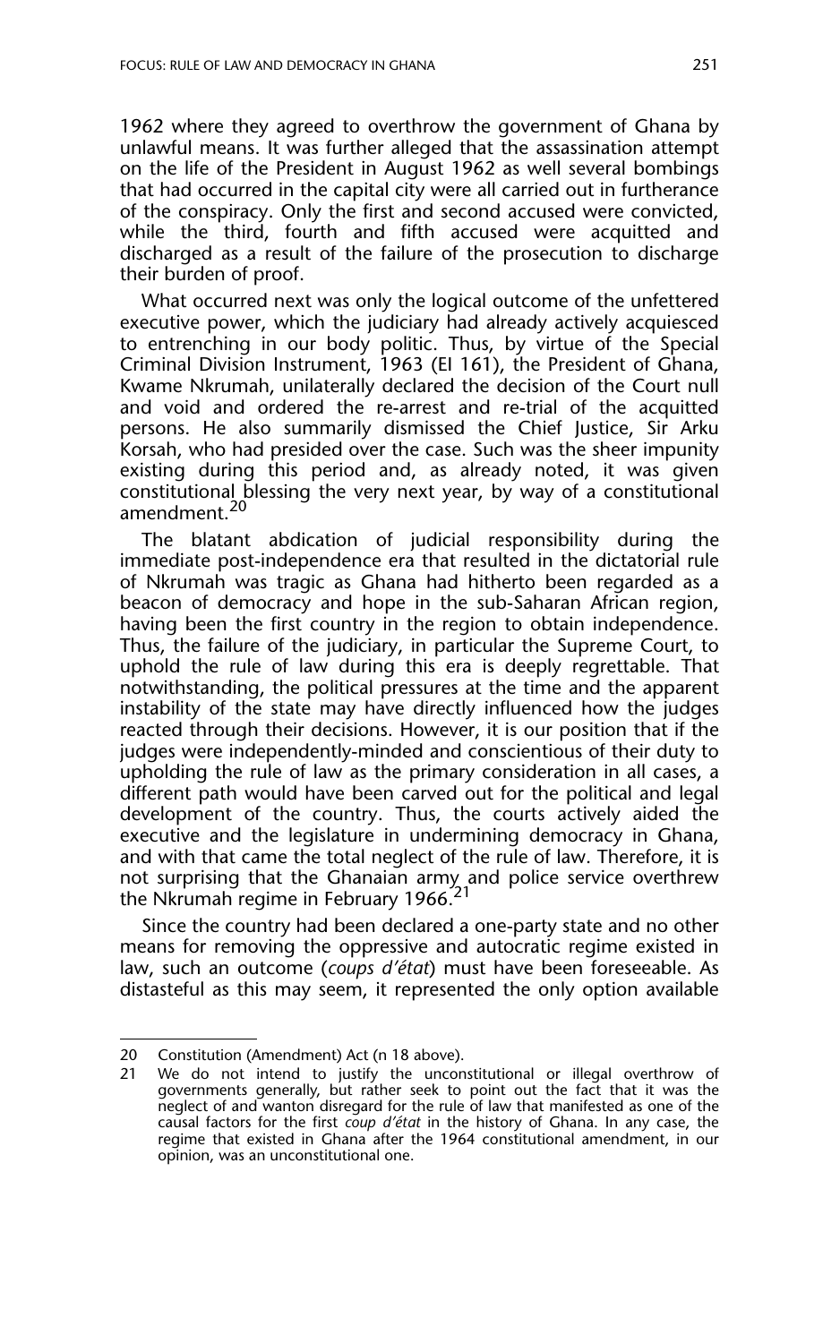1962 where they agreed to overthrow the government of Ghana by unlawful means. It was further alleged that the assassination attempt on the life of the President in August 1962 as well several bombings that had occurred in the capital city were all carried out in furtherance of the conspiracy. Only the first and second accused were convicted, while the third, fourth and fifth accused were acquitted and discharged as a result of the failure of the prosecution to discharge their burden of proof.

What occurred next was only the logical outcome of the unfettered executive power, which the judiciary had already actively acquiesced to entrenching in our body politic. Thus, by virtue of the Special Criminal Division Instrument, 1963 (EI 161), the President of Ghana, Kwame Nkrumah, unilaterally declared the decision of the Court null and void and ordered the re-arrest and re-trial of the acquitted persons. He also summarily dismissed the Chief Justice, Sir Arku Korsah, who had presided over the case. Such was the sheer impunity existing during this period and, as already noted, it was given constitutional blessing the very next year, by way of a constitutional amendment.[20]

The blatant abdication of judicial responsibility during the immediate post-independence era that resulted in the dictatorial rule of Nkrumah was tragic as Ghana had hitherto been regarded as a beacon of democracy and hope in the sub-Saharan African region, having been the first country in the region to obtain independence. Thus, the failure of the judiciary, in particular the Supreme Court, to uphold the rule of law during this era is deeply regrettable. That notwithstanding, the political pressures at the time and the apparent instability of the state may have directly influenced how the judges reacted through their decisions. However, it is our position that if the judges were independently-minded and conscientious of their duty to upholding the rule of law as the primary consideration in all cases, a different path would have been carved out for the political and legal development of the country. Thus, the courts actively aided the executive and the legislature in undermining democracy in Ghana, and with that came the total neglect of the rule of law. Therefore, it is not surprising that the Ghanaian army and police service overthrew the Nkrumah regime in February 1966.[21]

Since the country had been declared a one-party state and no other means for removing the oppressive and autocratic regime existed in law, such an outcome (*coups d'état*) must have been foreseeable. As distasteful as this may seem, it represented the only option available

---

20 Constitution (Amendment) Act (n 18 above).

21 We do not intend to justify the unconstitutional or illegal overthrow of governments generally, but rather seek to point out the fact that it was the neglect of and wanton disregard for the rule of law that manifested as one of the causal factors for the first *coup d'état* in the history of Ghana. In any case, the regime that existed in Ghana after the 1964 constitutional amendment, in our opinion, was an unconstitutional one.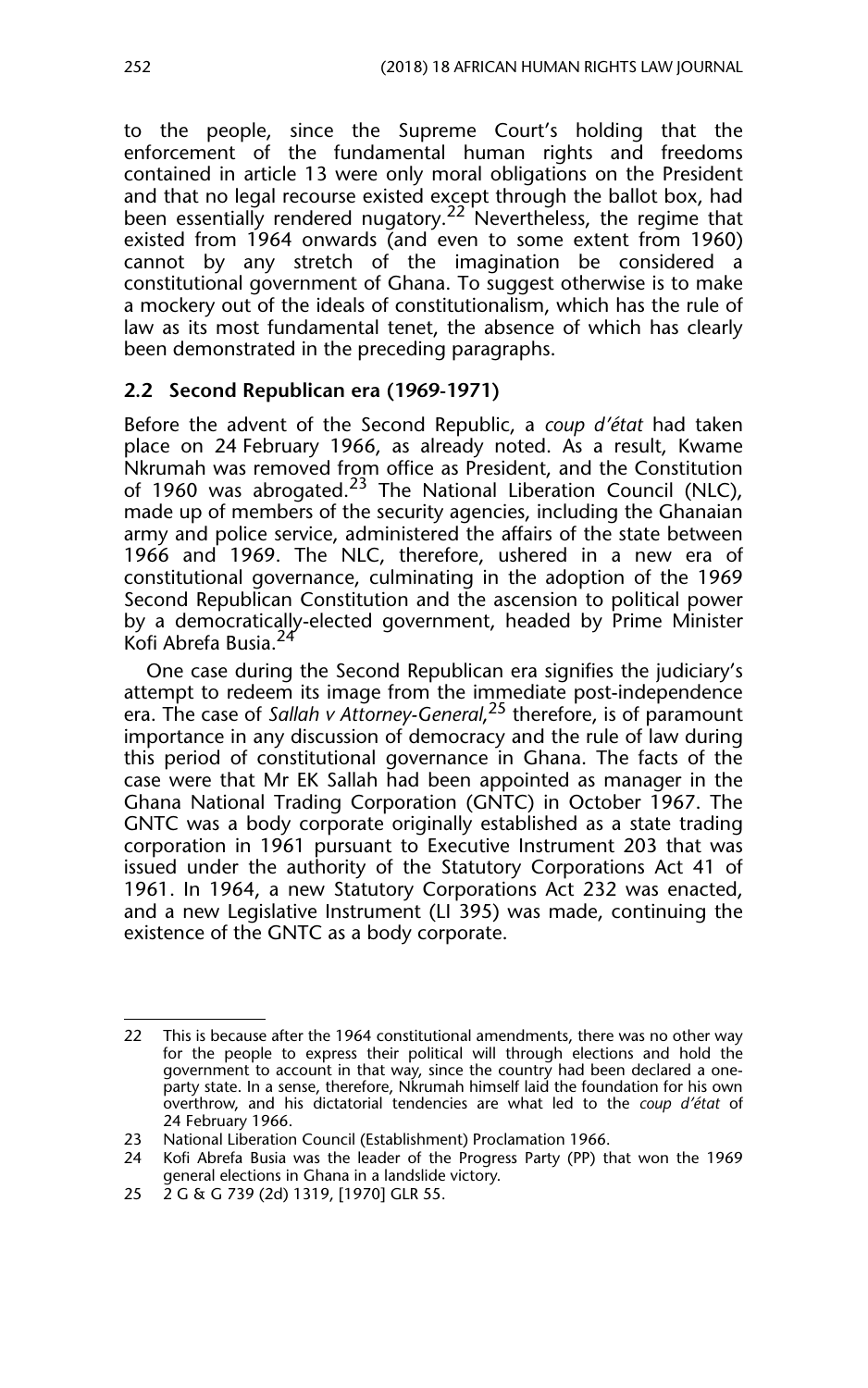to the people, since the Supreme Court's holding that the enforcement of the fundamental human rights and freedoms contained in article 13 were only moral obligations on the President and that no legal recourse existed except through the ballot box, had been essentially rendered nugatory.[22] Nevertheless, the regime that existed from 1964 onwards (and even to some extent from 1960) cannot by any stretch of the imagination be considered a constitutional government of Ghana. To suggest otherwise is to make a mockery out of the ideals of constitutionalism, which has the rule of law as its most fundamental tenet, the absence of which has clearly been demonstrated in the preceding paragraphs.

### 2.2 Second Republican era (1969-1971)

Before the advent of the Second Republic, a *coup d'état* had taken place on 24 February 1966, as already noted. As a result, Kwame Nkrumah was removed from office as President, and the Constitution of 1960 was abrogated.[23] The National Liberation Council (NLC), made up of members of the security agencies, including the Ghanaian army and police service, administered the affairs of the state between 1966 and 1969. The NLC, therefore, ushered in a new era of constitutional governance, culminating in the adoption of the 1969 Second Republican Constitution and the ascension to political power by a democratically-elected government, headed by Prime Minister Kofi Abrefa Busia.[24]

One case during the Second Republican era signifies the judiciary's attempt to redeem its image from the immediate post-independence era. The case of *Sallah v Attorney-General*,[25] therefore, is of paramount importance in any discussion of democracy and the rule of law during this period of constitutional governance in Ghana. The facts of the case were that Mr EK Sallah had been appointed as manager in the Ghana National Trading Corporation (GNTC) in October 1967. The GNTC was a body corporate originally established as a state trading corporation in 1961 pursuant to Executive Instrument 203 that was issued under the authority of the Statutory Corporations Act 41 of 1961. In 1964, a new Statutory Corporations Act 232 was enacted, and a new Legislative Instrument (LI 395) was made, continuing the existence of the GNTC as a body corporate.

---

22 This is because after the 1964 constitutional amendments, there was no other way for the people to express their political will through elections and hold the government to account in that way, since the country had been declared a one-party state. In a sense, therefore, Nkrumah himself laid the foundation for his own overthrow, and his dictatorial tendencies are what led to the *coup d'état* of 24 February 1966.

23 National Liberation Council (Establishment) Proclamation 1966.

24 Kofi Abrefa Busia was the leader of the Progress Party (PP) that won the 1969 general elections in Ghana in a landslide victory.

25 2 G & G 739 (2d) 1319, [1970] GLR 55.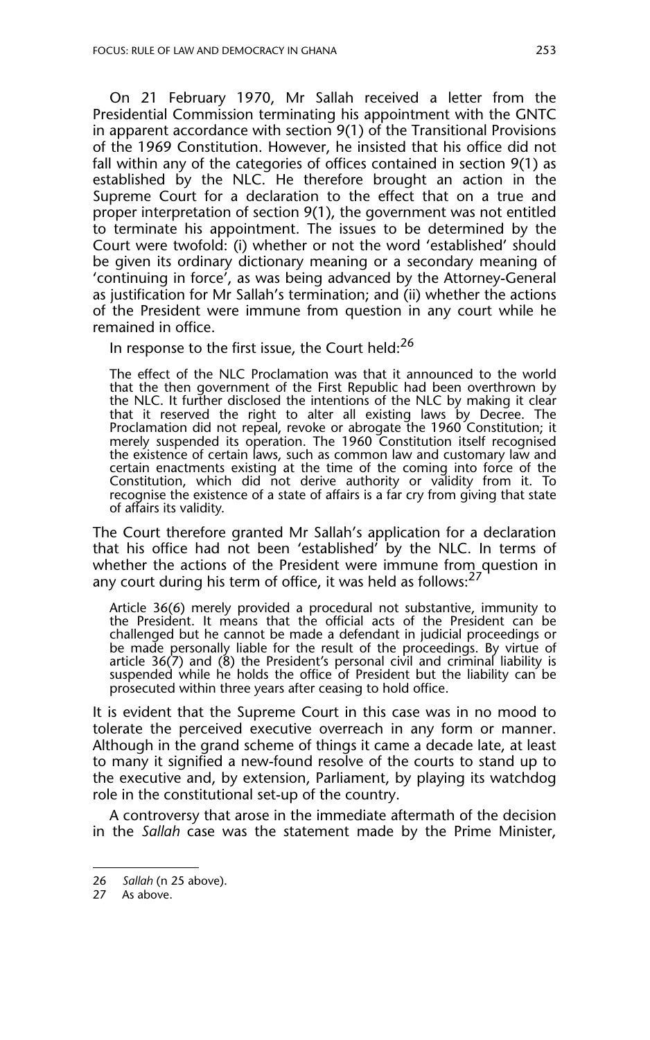On 21 February 1970, Mr Sallah received a letter from the Presidential Commission terminating his appointment with the GNTC in apparent accordance with section 9(1) of the Transitional Provisions of the 1969 Constitution. However, he insisted that his office did not fall within any of the categories of offices contained in section 9(1) as established by the NLC. He therefore brought an action in the Supreme Court for a declaration to the effect that on a true and proper interpretation of section 9(1), the government was not entitled to terminate his appointment. The issues to be determined by the Court were twofold: (i) whether or not the word 'established' should be given its ordinary dictionary meaning or a secondary meaning of 'continuing in force', as was being advanced by the Attorney-General as justification for Mr Sallah's termination; and (ii) whether the actions of the President were immune from question in any court while he remained in office.

In response to the first issue, the Court held:[26]

> The effect of the NLC Proclamation was that it announced to the world that the then government of the First Republic had been overthrown by the NLC. It further disclosed the intentions of the NLC by making it clear that it reserved the right to alter all existing laws by Decree. The Proclamation did not repeal, revoke or abrogate the 1960 Constitution; it merely suspended its operation. The 1960 Constitution itself recognised the existence of certain laws, such as common law and customary law and certain enactments existing at the time of the coming into force of the Constitution, which did not derive authority or validity from it. To recognise the existence of a state of affairs is a far cry from giving that state of affairs its validity.

The Court therefore granted Mr Sallah's application for a declaration that his office had not been 'established' by the NLC. In terms of whether the actions of the President were immune from question in any court during his term of office, it was held as follows:[27]

> Article 36(6) merely provided a procedural not substantive, immunity to the President. It means that the official acts of the President can be challenged but he cannot be made a defendant in judicial proceedings or be made personally liable for the result of the proceedings. By virtue of article 36(7) and (8) the President's personal civil and criminal liability is suspended while he holds the office of President but the liability can be prosecuted within three years after ceasing to hold office.

It is evident that the Supreme Court in this case was in no mood to tolerate the perceived executive overreach in any form or manner. Although in the grand scheme of things it came a decade late, at least to many it signified a new-found resolve of the courts to stand up to the executive and, by extension, Parliament, by playing its watchdog role in the constitutional set-up of the country.

A controversy that arose in the immediate aftermath of the decision in the *Sallah* case was the statement made by the Prime Minister,

---

26 *Sallah* (n 25 above).

27 As above.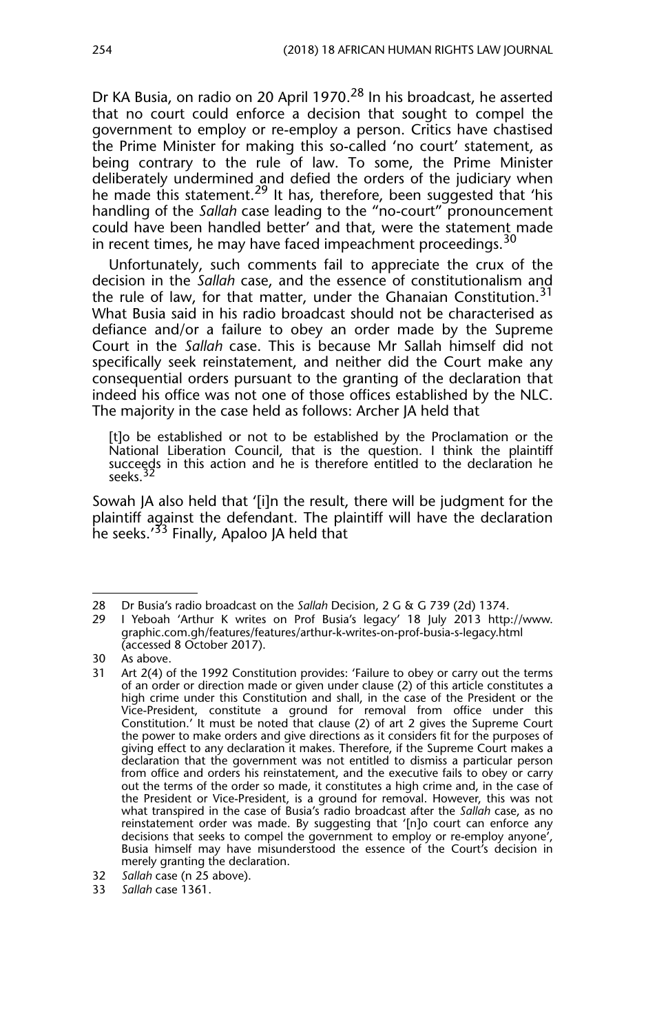Dr KA Busia, on radio on 20 April 1970.[28] In his broadcast, he asserted that no court could enforce a decision that sought to compel the government to employ or re-employ a person. Critics have chastised the Prime Minister for making this so-called 'no court' statement, as being contrary to the rule of law. To some, the Prime Minister deliberately undermined and defied the orders of the judiciary when he made this statement.[29] It has, therefore, been suggested that 'his handling of the *Sallah* case leading to the "no-court" pronouncement could have been handled better' and that, were the statement made in recent times, he may have faced impeachment proceedings.[30]

Unfortunately, such comments fail to appreciate the crux of the decision in the *Sallah* case, and the essence of constitutionalism and the rule of law, for that matter, under the Ghanaian Constitution.[31] What Busia said in his radio broadcast should not be characterised as defiance and/or a failure to obey an order made by the Supreme Court in the *Sallah* case. This is because Mr Sallah himself did not specifically seek reinstatement, and neither did the Court make any consequential orders pursuant to the granting of the declaration that indeed his office was not one of those offices established by the NLC. The majority in the case held as follows: Archer JA held that

> [t]o be established or not to be established by the Proclamation or the National Liberation Council, that is the question. I think the plaintiff succeeds in this action and he is therefore entitled to the declaration he seeks.[32]

Sowah JA also held that '[i]n the result, there will be judgment for the plaintiff against the defendant. The plaintiff will have the declaration he seeks.'[33] Finally, Apaloo JA held that

---

28 Dr Busia's radio broadcast on the *Sallah* Decision, 2 G & G 739 (2d) 1374.

29 I Yeboah 'Arthur K writes on Prof Busia's legacy' 18 July 2013 http://www.graphic.com.gh/features/features/arthur-k-writes-on-prof-busia-s-legacy.html (accessed 8 October 2017).

30 As above.

31 Art 2(4) of the 1992 Constitution provides: 'Failure to obey or carry out the terms of an order or direction made or given under clause (2) of this article constitutes a high crime under this Constitution and shall, in the case of the President or the Vice-President, constitute a ground for removal from office under this Constitution.' It must be noted that clause (2) of art 2 gives the Supreme Court the power to make orders and give directions as it considers fit for the purposes of giving effect to any declaration it makes. Therefore, if the Supreme Court makes a declaration that the government was not entitled to dismiss a particular person from office and orders his reinstatement, and the executive fails to obey or carry out the terms of the order so made, it constitutes a high crime and, in the case of the President or Vice-President, is a ground for removal. However, this was not what transpired in the case of Busia's radio broadcast after the *Sallah* case, as no reinstatement order was made. By suggesting that '[n]o court can enforce any decisions that seeks to compel the government to employ or re-employ anyone', Busia himself may have misunderstood the essence of the Court's decision in merely granting the declaration.

32 *Sallah* case (n 25 above).

33 *Sallah* case 1361.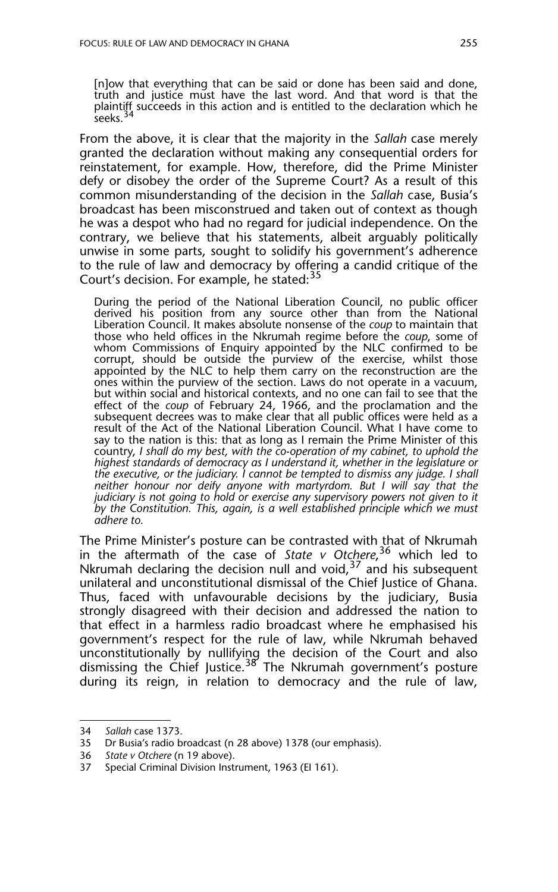> [n]ow that everything that can be said or done has been said and done, truth and justice must have the last word. And that word is that the plaintiff succeeds in this action and is entitled to the declaration which he seeks.[34]

From the above, it is clear that the majority in the *Sallah* case merely granted the declaration without making any consequential orders for reinstatement, for example. How, therefore, did the Prime Minister defy or disobey the order of the Supreme Court? As a result of this common misunderstanding of the decision in the *Sallah* case, Busia's broadcast has been misconstrued and taken out of context as though he was a despot who had no regard for judicial independence. On the contrary, we believe that his statements, albeit arguably politically unwise in some parts, sought to solidify his government's adherence to the rule of law and democracy by offering a candid critique of the Court's decision. For example, he stated:[35]

> During the period of the National Liberation Council, no public officer derived his position from any source other than from the National Liberation Council. It makes absolute nonsense of the *coup* to maintain that those who held offices in the Nkrumah regime before the *coup*, some of whom Commissions of Enquiry appointed by the NLC confirmed to be corrupt, should be outside the purview of the exercise, whilst those appointed by the NLC to help them carry on the reconstruction are the ones within the purview of the section. Laws do not operate in a vacuum, but within social and historical contexts, and no one can fail to see that the effect of the *coup* of February 24, 1966, and the proclamation and the subsequent decrees was to make clear that all public offices were held as a result of the Act of the National Liberation Council. What I have come to say to the nation is this: that as long as I remain the Prime Minister of this country, *I shall do my best, with the co-operation of my cabinet, to uphold the highest standards of democracy as I understand it, whether in the legislature or the executive, or the judiciary. I cannot be tempted to dismiss any judge. I shall neither honour nor deify anyone with martyrdom. But I will say that the judiciary is not going to hold or exercise any supervisory powers not given to it by the Constitution. This, again, is a well established principle which we must adhere to.*

The Prime Minister's posture can be contrasted with that of Nkrumah in the aftermath of the case of *State v Otchere*,[36] which led to Nkrumah declaring the decision null and void,[37] and his subsequent unilateral and unconstitutional dismissal of the Chief Justice of Ghana. Thus, faced with unfavourable decisions by the judiciary, Busia strongly disagreed with their decision and addressed the nation to that effect in a harmless radio broadcast where he emphasised his government's respect for the rule of law, while Nkrumah behaved unconstitutionally by nullifying the decision of the Court and also dismissing the Chief Justice.[38] The Nkrumah government's posture during its reign, in relation to democracy and the rule of law,

---

34 *Sallah* case 1373.

35 Dr Busia's radio broadcast (n 28 above) 1378 (our emphasis).

36 *State v Otchere* (n 19 above).

37 Special Criminal Division Instrument, 1963 (EI 161).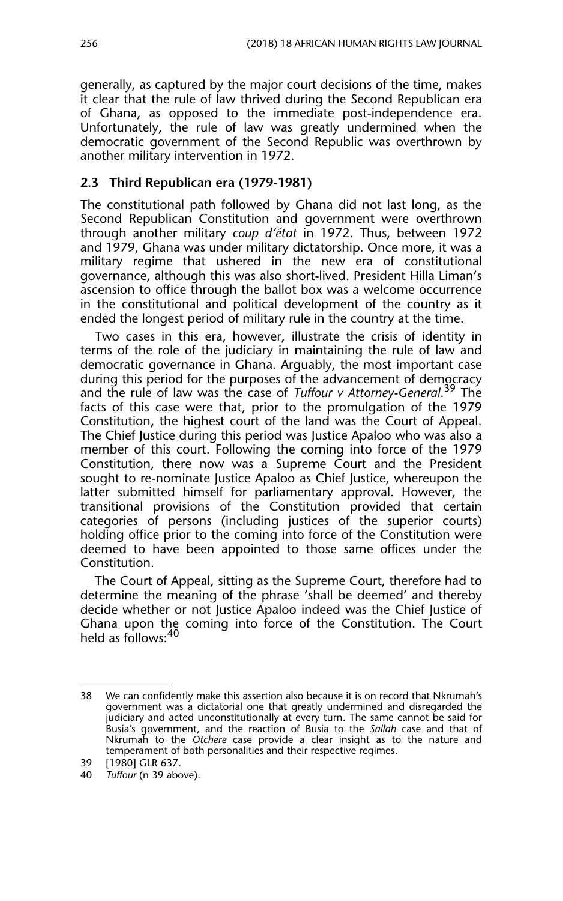generally, as captured by the major court decisions of the time, makes it clear that the rule of law thrived during the Second Republican era of Ghana, as opposed to the immediate post-independence era. Unfortunately, the rule of law was greatly undermined when the democratic government of the Second Republic was overthrown by another military intervention in 1972.

### 2.3 Third Republican era (1979-1981)

The constitutional path followed by Ghana did not last long, as the Second Republican Constitution and government were overthrown through another military *coup d'état* in 1972. Thus, between 1972 and 1979, Ghana was under military dictatorship. Once more, it was a military regime that ushered in the new era of constitutional governance, although this was also short-lived. President Hilla Liman's ascension to office through the ballot box was a welcome occurrence in the constitutional and political development of the country as it ended the longest period of military rule in the country at the time.

Two cases in this era, however, illustrate the crisis of identity in terms of the role of the judiciary in maintaining the rule of law and democratic governance in Ghana. Arguably, the most important case during this period for the purposes of the advancement of democracy and the rule of law was the case of *Tuffour v Attorney-General*.[39] The facts of this case were that, prior to the promulgation of the 1979 Constitution, the highest court of the land was the Court of Appeal. The Chief Justice during this period was Justice Apaloo who was also a member of this court. Following the coming into force of the 1979 Constitution, there now was a Supreme Court and the President sought to re-nominate Justice Apaloo as Chief Justice, whereupon the latter submitted himself for parliamentary approval. However, the transitional provisions of the Constitution provided that certain categories of persons (including justices of the superior courts) holding office prior to the coming into force of the Constitution were deemed to have been appointed to those same offices under the Constitution.

The Court of Appeal, sitting as the Supreme Court, therefore had to determine the meaning of the phrase 'shall be deemed' and thereby decide whether or not Justice Apaloo indeed was the Chief Justice of Ghana upon the coming into force of the Constitution. The Court held as follows:[40]

---

38 We can confidently make this assertion also because it is on record that Nkrumah's government was a dictatorial one that greatly undermined and disregarded the judiciary and acted unconstitutionally at every turn. The same cannot be said for Busia's government, and the reaction of Busia to the *Sallah* case and that of Nkrumah to the *Otchere* case provide a clear insight as to the nature and temperament of both personalities and their respective regimes.

39 [1980] GLR 637.

40 *Tuffour* (n 39 above).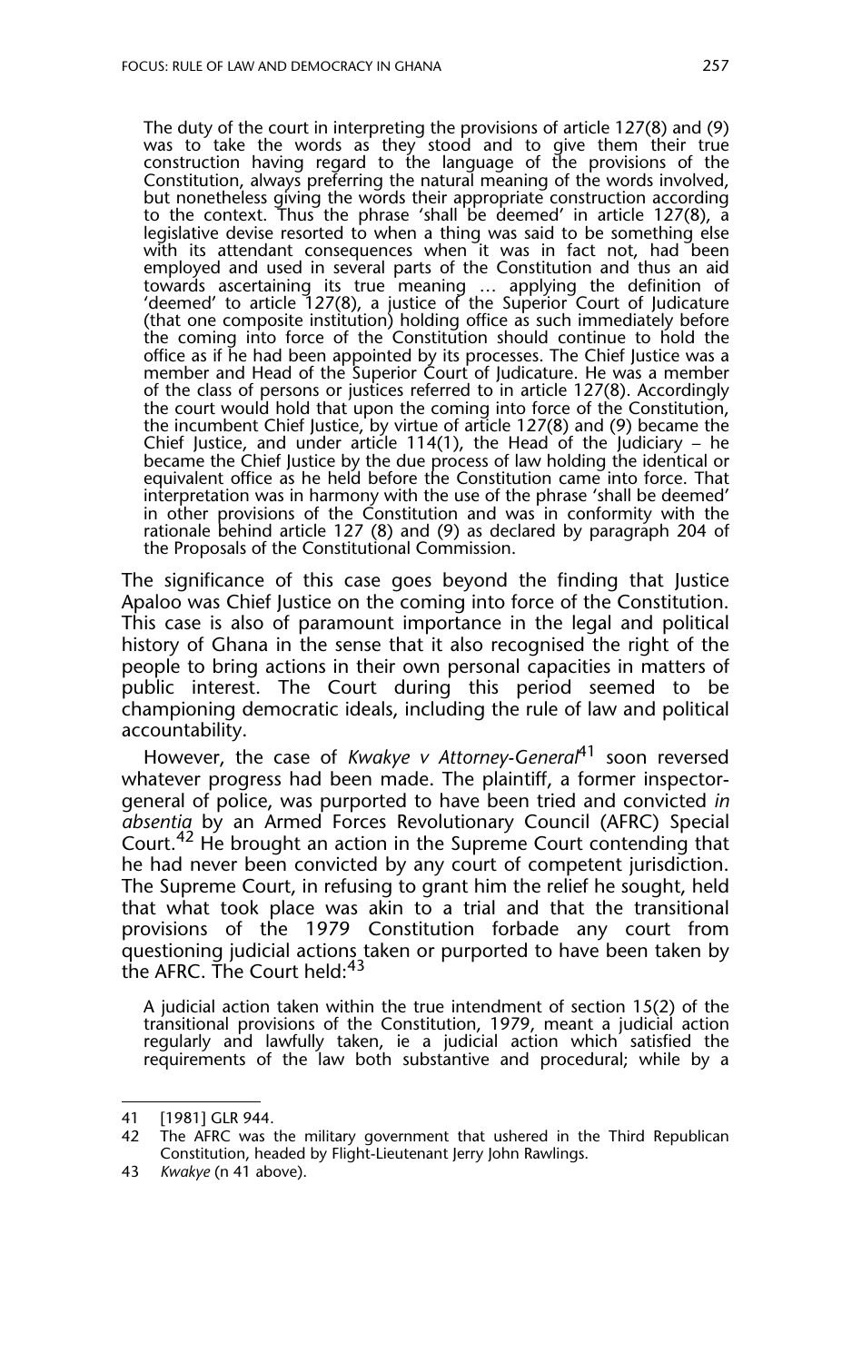> The duty of the court in interpreting the provisions of article 127(8) and (9) was to take the words as they stood and to give them their true construction having regard to the language of the provisions of the Constitution, always preferring the natural meaning of the words involved, but nonetheless giving the words their appropriate construction according to the context. Thus the phrase 'shall be deemed' in article 127(8), a legislative devise resorted to when a thing was said to be something else with its attendant consequences when it was in fact not, had been employed and used in several parts of the Constitution and thus an aid towards ascertaining its true meaning … applying the definition of 'deemed' to article 127(8), a justice of the Superior Court of Judicature (that one composite institution) holding office as such immediately before the coming into force of the Constitution should continue to hold the office as if he had been appointed by its processes. The Chief Justice was a member and Head of the Superior Court of Judicature. He was a member of the class of persons or justices referred to in article 127(8). Accordingly the court would hold that upon the coming into force of the Constitution, the incumbent Chief Justice, by virtue of article 127(8) and (9) became the Chief Justice, and under article 114(1), the Head of the Judiciary – he became the Chief Justice by the due process of law holding the identical or equivalent office as he held before the Constitution came into force. That interpretation was in harmony with the use of the phrase 'shall be deemed' in other provisions of the Constitution and was in conformity with the rationale behind article 127 (8) and (9) as declared by paragraph 204 of the Proposals of the Constitutional Commission.

The significance of this case goes beyond the finding that Justice Apaloo was Chief Justice on the coming into force of the Constitution. This case is also of paramount importance in the legal and political history of Ghana in the sense that it also recognised the right of the people to bring actions in their own personal capacities in matters of public interest. The Court during this period seemed to be championing democratic ideals, including the rule of law and political accountability.

However, the case of *Kwakye v Attorney-General*[41] soon reversed whatever progress had been made. The plaintiff, a former inspector-general of police, was purported to have been tried and convicted *in absentia* by an Armed Forces Revolutionary Council (AFRC) Special Court.[42] He brought an action in the Supreme Court contending that he had never been convicted by any court of competent jurisdiction. The Supreme Court, in refusing to grant him the relief he sought, held that what took place was akin to a trial and that the transitional provisions of the 1979 Constitution forbade any court from questioning judicial actions taken or purported to have been taken by the AFRC. The Court held:[43]

> A judicial action taken within the true intendment of section 15(2) of the transitional provisions of the Constitution, 1979, meant a judicial action regularly and lawfully taken, ie a judicial action which satisfied the requirements of the law both substantive and procedural; while by a

---

41 [1981] GLR 944.

42 The AFRC was the military government that ushered in the Third Republican Constitution, headed by Flight-Lieutenant Jerry John Rawlings.

43 *Kwakye* (n 41 above).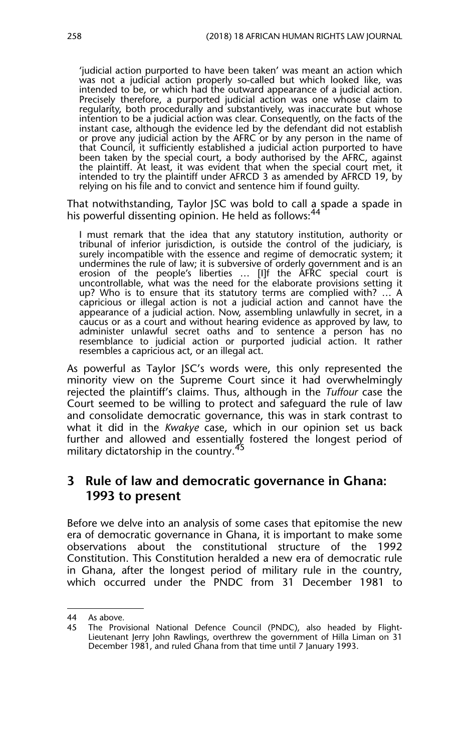> 'judicial action purported to have been taken' was meant an action which was not a judicial action properly so-called but which looked like, was intended to be, or which had the outward appearance of a judicial action. Precisely therefore, a purported judicial action was one whose claim to regularity, both procedurally and substantively, was inaccurate but whose intention to be a judicial action was clear. Consequently, on the facts of the instant case, although the evidence led by the defendant did not establish or prove any judicial action by the AFRC or by any person in the name of that Council, it sufficiently established a judicial action purported to have been taken by the special court, a body authorised by the AFRC, against the plaintiff. At least, it was evident that when the special court met, it intended to try the plaintiff under AFRCD 3 as amended by AFRCD 19, by relying on his file and to convict and sentence him if found guilty.

That notwithstanding, Taylor JSC was bold to call a spade a spade in his powerful dissenting opinion. He held as follows:[44]

> I must remark that the idea that any statutory institution, authority or tribunal of inferior jurisdiction, is outside the control of the judiciary, is surely incompatible with the essence and regime of democratic system; it undermines the rule of law; it is subversive of orderly government and is an erosion of the people's liberties … [I]f the AFRC special court is uncontrollable, what was the need for the elaborate provisions setting it up? Who is to ensure that its statutory terms are complied with? … A capricious or illegal action is not a judicial action and cannot have the appearance of a judicial action. Now, assembling unlawfully in secret, in a caucus or as a court and without hearing evidence as approved by law, to administer unlawful secret oaths and to sentence a person has no resemblance to judicial action or purported judicial action. It rather resembles a capricious act, or an illegal act.

As powerful as Taylor JSC's words were, this only represented the minority view on the Supreme Court since it had overwhelmingly rejected the plaintiff's claims. Thus, although in the *Tuffour* case the Court seemed to be willing to protect and safeguard the rule of law and consolidate democratic governance, this was in stark contrast to what it did in the *Kwakye* case, which in our opinion set us back further and allowed and essentially fostered the longest period of military dictatorship in the country.[45]

## 3 Rule of law and democratic governance in Ghana: 1993 to present

Before we delve into an analysis of some cases that epitomise the new era of democratic governance in Ghana, it is important to make some observations about the constitutional structure of the 1992 Constitution. This Constitution heralded a new era of democratic rule in Ghana, after the longest period of military rule in the country, which occurred under the PNDC from 31 December 1981 to

---

44 As above.

45 The Provisional National Defence Council (PNDC), also headed by Flight-Lieutenant Jerry John Rawlings, overthrew the government of Hilla Liman on 31 December 1981, and ruled Ghana from that time until 7 January 1993.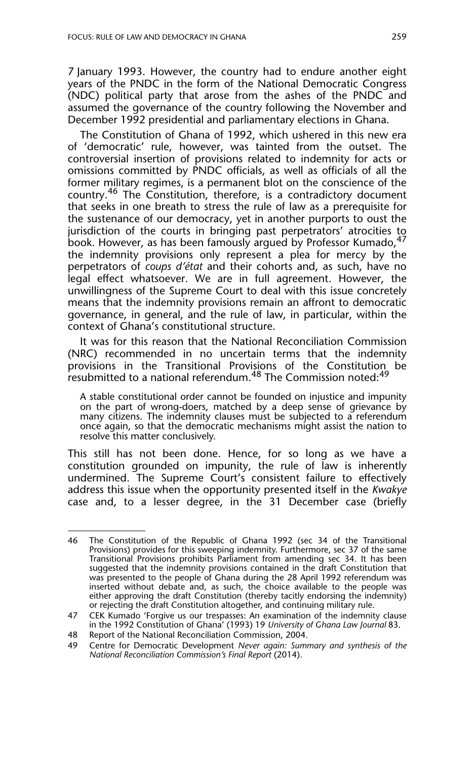7 January 1993. However, the country had to endure another eight years of the PNDC in the form of the National Democratic Congress (NDC) political party that arose from the ashes of the PNDC and assumed the governance of the country following the November and December 1992 presidential and parliamentary elections in Ghana.

The Constitution of Ghana of 1992, which ushered in this new era of 'democratic' rule, however, was tainted from the outset. The controversial insertion of provisions related to indemnity for acts or omissions committed by PNDC officials, as well as officials of all the former military regimes, is a permanent blot on the conscience of the country.[46] The Constitution, therefore, is a contradictory document that seeks in one breath to stress the rule of law as a prerequisite for the sustenance of our democracy, yet in another purports to oust the jurisdiction of the courts in bringing past perpetrators' atrocities to book. However, as has been famously argued by Professor Kumado,[47] the indemnity provisions only represent a plea for mercy by the perpetrators of *coups d'état* and their cohorts and, as such, have no legal effect whatsoever. We are in full agreement. However, the unwillingness of the Supreme Court to deal with this issue concretely means that the indemnity provisions remain an affront to democratic governance, in general, and the rule of law, in particular, within the context of Ghana's constitutional structure.

It was for this reason that the National Reconciliation Commission (NRC) recommended in no uncertain terms that the indemnity provisions in the Transitional Provisions of the Constitution be resubmitted to a national referendum.[48] The Commission noted:[49]

> A stable constitutional order cannot be founded on injustice and impunity on the part of wrong-doers, matched by a deep sense of grievance by many citizens. The indemnity clauses must be subjected to a referendum once again, so that the democratic mechanisms might assist the nation to resolve this matter conclusively.

This still has not been done. Hence, for so long as we have a constitution grounded on impunity, the rule of law is inherently undermined. The Supreme Court's consistent failure to effectively address this issue when the opportunity presented itself in the *Kwakye* case and, to a lesser degree, in the 31 December case (briefly

---

46 The Constitution of the Republic of Ghana 1992 (sec 34 of the Transitional Provisions) provides for this sweeping indemnity. Furthermore, sec 37 of the same Transitional Provisions prohibits Parliament from amending sec 34. It has been suggested that the indemnity provisions contained in the draft Constitution that was presented to the people of Ghana during the 28 April 1992 referendum was inserted without debate and, as such, the choice available to the people was either approving the draft Constitution (thereby tacitly endorsing the indemnity) or rejecting the draft Constitution altogether, and continuing military rule.

47 CEK Kumado 'Forgive us our trespasses: An examination of the indemnity clause in the 1992 Constitution of Ghana' (1993) 19 *University of Ghana Law Journal* 83.

48 Report of the National Reconciliation Commission, 2004.

49 Centre for Democratic Development *Never again: Summary and synthesis of the National Reconciliation Commission's Final Report* (2014).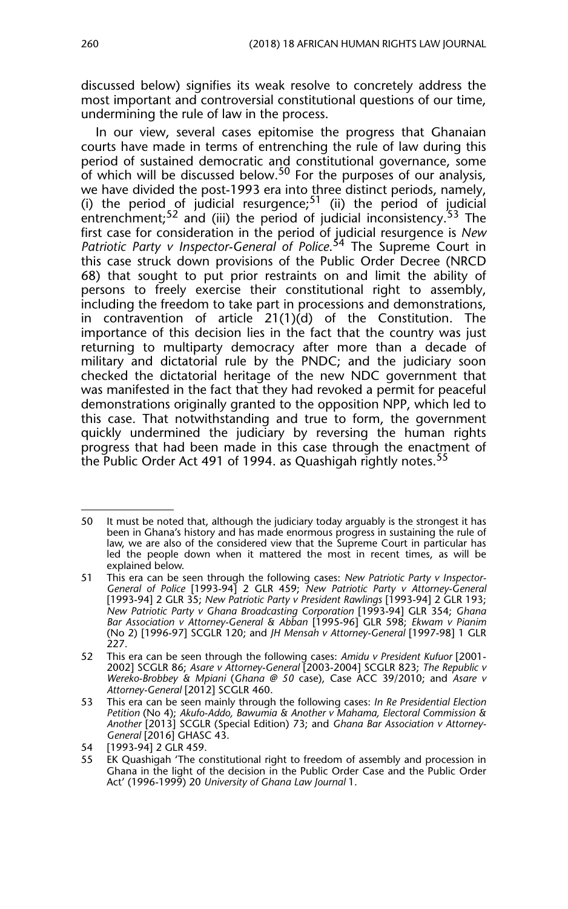discussed below) signifies its weak resolve to concretely address the most important and controversial constitutional questions of our time, undermining the rule of law in the process.

In our view, several cases epitomise the progress that Ghanaian courts have made in terms of entrenching the rule of law during this period of sustained democratic and constitutional governance, some of which will be discussed below.[50] For the purposes of our analysis, we have divided the post-1993 era into three distinct periods, namely, (i) the period of judicial resurgence;[51] (ii) the period of judicial entrenchment;[52] and (iii) the period of judicial inconsistency.[53] The first case for consideration in the period of judicial resurgence is *New Patriotic Party v Inspector-General of Police*.[54] The Supreme Court in this case struck down provisions of the Public Order Decree (NRCD 68) that sought to put prior restraints on and limit the ability of persons to freely exercise their constitutional right to assembly, including the freedom to take part in processions and demonstrations, in contravention of article 21(1)(d) of the Constitution. The importance of this decision lies in the fact that the country was just returning to multiparty democracy after more than a decade of military and dictatorial rule by the PNDC; and the judiciary soon checked the dictatorial heritage of the new NDC government that was manifested in the fact that they had revoked a permit for peaceful demonstrations originally granted to the opposition NPP, which led to this case. That notwithstanding and true to form, the government quickly undermined the judiciary by reversing the human rights progress that had been made in this case through the enactment of the Public Order Act 491 of 1994. as Quashigah rightly notes.[55]

---

50 It must be noted that, although the judiciary today arguably is the strongest it has been in Ghana's history and has made enormous progress in sustaining the rule of law, we are also of the considered view that the Supreme Court in particular has led the people down when it mattered the most in recent times, as will be explained below.

51 This era can be seen through the following cases: *New Patriotic Party v Inspector-General of Police* [1993-94] 2 GLR 459; *New Patriotic Party v Attorney-General* [1993-94] 2 GLR 35; *New Patriotic Party v President Rawlings* [1993-94] 2 GLR 193; *New Patriotic Party v Ghana Broadcasting Corporation* [1993-94] GLR 354; *Ghana Bar Association v Attorney-General & Abban* [1995-96] GLR 598; *Ekwam v Pianim* (No 2) [1996-97] SCGLR 120; and *JH Mensah v Attorney-General* [1997-98] 1 GLR 227.

52 This era can be seen through the following cases: *Amidu v President Kufuor* [2001-2002] SCGLR 86; *Asare v Attorney-General* [2003-2004] SCGLR 823; *The Republic v Wereko-Brobbey & Mpiani* (*Ghana @ 50* case), Case ACC 39/2010; and *Asare v Attorney-General* [2012] SCGLR 460.

53 This era can be seen mainly through the following cases: *In Re Presidential Election Petition* (No 4); *Akufo-Addo, Bawumia & Another v Mahama, Electoral Commission & Another* [2013] SCGLR (Special Edition) 73; and *Ghana Bar Association v Attorney-General* [2016] GHASC 43.

54 [1993-94] 2 GLR 459.

55 EK Quashigah 'The constitutional right to freedom of assembly and procession in Ghana in the light of the decision in the Public Order Case and the Public Order Act' (1996-1999) 20 *University of Ghana Law Journal* 1.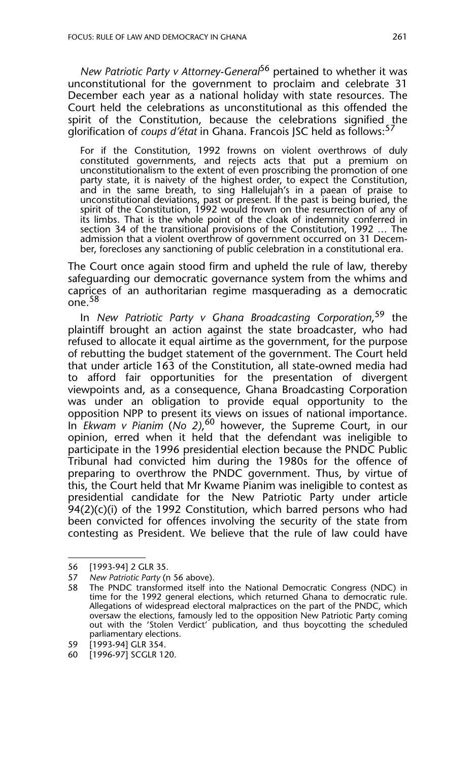*New Patriotic Party v Attorney-General*[56] pertained to whether it was unconstitutional for the government to proclaim and celebrate 31 December each year as a national holiday with state resources. The Court held the celebrations as unconstitutional as this offended the spirit of the Constitution, because the celebrations signified the glorification of *coups d'état* in Ghana. Francois JSC held as follows:[57]

> For if the Constitution, 1992 frowns on violent overthrows of duly constituted governments, and rejects acts that put a premium on unconstitutionalism to the extent of even proscribing the promotion of one party state, it is naivety of the highest order, to expect the Constitution, and in the same breath, to sing Hallelujah's in a paean of praise to unconstitutional deviations, past or present. If the past is being buried, the spirit of the Constitution, 1992 would frown on the resurrection of any of its limbs. That is the whole point of the cloak of indemnity conferred in section 34 of the transitional provisions of the Constitution, 1992 … The admission that a violent overthrow of government occurred on 31 December, forecloses any sanctioning of public celebration in a constitutional era.

The Court once again stood firm and upheld the rule of law, thereby safeguarding our democratic governance system from the whims and caprices of an authoritarian regime masquerading as a democratic one.[58]

In *New Patriotic Party v Ghana Broadcasting Corporation*,[59] the plaintiff brought an action against the state broadcaster, who had refused to allocate it equal airtime as the government, for the purpose of rebutting the budget statement of the government. The Court held that under article 163 of the Constitution, all state-owned media had to afford fair opportunities for the presentation of divergent viewpoints and, as a consequence, Ghana Broadcasting Corporation was under an obligation to provide equal opportunity to the opposition NPP to present its views on issues of national importance. In *Ekwam v Pianim* (*No 2)*,[60] however, the Supreme Court, in our opinion, erred when it held that the defendant was ineligible to participate in the 1996 presidential election because the PNDC Public Tribunal had convicted him during the 1980s for the offence of preparing to overthrow the PNDC government. Thus, by virtue of this, the Court held that Mr Kwame Pianim was ineligible to contest as presidential candidate for the New Patriotic Party under article 94(2)(c)(i) of the 1992 Constitution, which barred persons who had been convicted for offences involving the security of the state from contesting as President. We believe that the rule of law could have

---

56 [1993-94] 2 GLR 35.

57 *New Patriotic Party* (n 56 above).

58 The PNDC transformed itself into the National Democratic Congress (NDC) in time for the 1992 general elections, which returned Ghana to democratic rule. Allegations of widespread electoral malpractices on the part of the PNDC, which oversaw the elections, famously led to the opposition New Patriotic Party coming out with the 'Stolen Verdict' publication, and thus boycotting the scheduled parliamentary elections.

59 [1993-94] GLR 354.

60 [1996-97] SCGLR 120.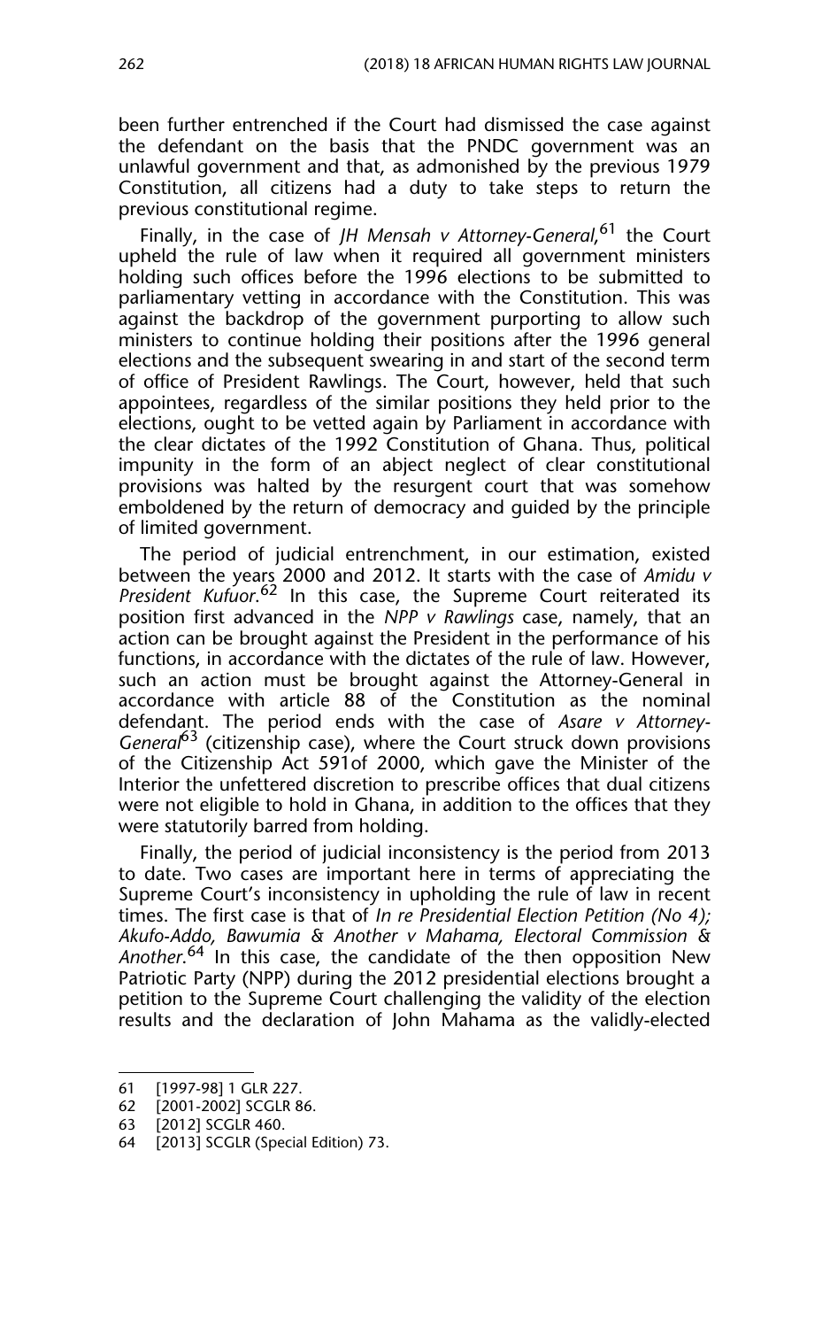been further entrenched if the Court had dismissed the case against the defendant on the basis that the PNDC government was an unlawful government and that, as admonished by the previous 1979 Constitution, all citizens had a duty to take steps to return the previous constitutional regime.

Finally, in the case of *JH Mensah v Attorney-General*,[61] the Court upheld the rule of law when it required all government ministers holding such offices before the 1996 elections to be submitted to parliamentary vetting in accordance with the Constitution. This was against the backdrop of the government purporting to allow such ministers to continue holding their positions after the 1996 general elections and the subsequent swearing in and start of the second term of office of President Rawlings. The Court, however, held that such appointees, regardless of the similar positions they held prior to the elections, ought to be vetted again by Parliament in accordance with the clear dictates of the 1992 Constitution of Ghana. Thus, political impunity in the form of an abject neglect of clear constitutional provisions was halted by the resurgent court that was somehow emboldened by the return of democracy and guided by the principle of limited government.

The period of judicial entrenchment, in our estimation, existed between the years 2000 and 2012. It starts with the case of *Amidu v President Kufuor*.[62] In this case, the Supreme Court reiterated its position first advanced in the *NPP v Rawlings* case, namely, that an action can be brought against the President in the performance of his functions, in accordance with the dictates of the rule of law. However, such an action must be brought against the Attorney-General in accordance with article 88 of the Constitution as the nominal defendant. The period ends with the case of *Asare v Attorney-General*[63] (citizenship case), where the Court struck down provisions of the Citizenship Act 591of 2000, which gave the Minister of the Interior the unfettered discretion to prescribe offices that dual citizens were not eligible to hold in Ghana, in addition to the offices that they were statutorily barred from holding.

Finally, the period of judicial inconsistency is the period from 2013 to date. Two cases are important here in terms of appreciating the Supreme Court's inconsistency in upholding the rule of law in recent times. The first case is that of *In re Presidential Election Petition (No 4); Akufo-Addo, Bawumia & Another v Mahama, Electoral Commission & Another*.[64] In this case, the candidate of the then opposition New Patriotic Party (NPP) during the 2012 presidential elections brought a petition to the Supreme Court challenging the validity of the election results and the declaration of John Mahama as the validly-elected

---

61 [1997-98] 1 GLR 227.

62 [2001-2002] SCGLR 86.

63 [2012] SCGLR 460.

64 [2013] SCGLR (Special Edition) 73.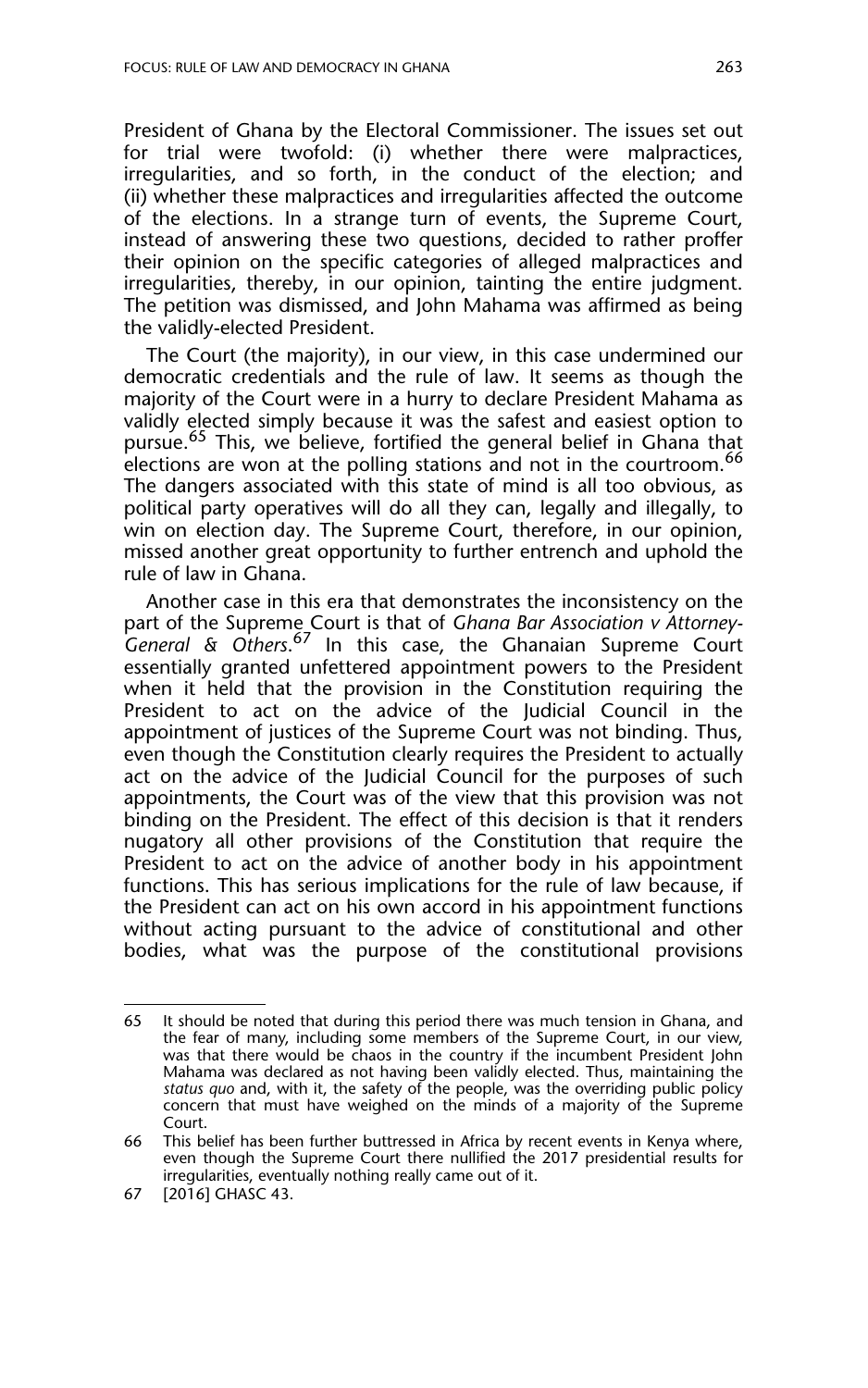President of Ghana by the Electoral Commissioner. The issues set out for trial were twofold: (i) whether there were malpractices, irregularities, and so forth, in the conduct of the election; and (ii) whether these malpractices and irregularities affected the outcome of the elections. In a strange turn of events, the Supreme Court, instead of answering these two questions, decided to rather proffer their opinion on the specific categories of alleged malpractices and irregularities, thereby, in our opinion, tainting the entire judgment. The petition was dismissed, and John Mahama was affirmed as being the validly-elected President.

The Court (the majority), in our view, in this case undermined our democratic credentials and the rule of law. It seems as though the majority of the Court were in a hurry to declare President Mahama as validly elected simply because it was the safest and easiest option to pursue.[65] This, we believe, fortified the general belief in Ghana that elections are won at the polling stations and not in the courtroom.[66] The dangers associated with this state of mind is all too obvious, as political party operatives will do all they can, legally and illegally, to win on election day. The Supreme Court, therefore, in our opinion, missed another great opportunity to further entrench and uphold the rule of law in Ghana.

Another case in this era that demonstrates the inconsistency on the part of the Supreme Court is that of *Ghana Bar Association v Attorney-General & Others*.[67] In this case, the Ghanaian Supreme Court essentially granted unfettered appointment powers to the President when it held that the provision in the Constitution requiring the President to act on the advice of the Judicial Council in the appointment of justices of the Supreme Court was not binding. Thus, even though the Constitution clearly requires the President to actually act on the advice of the Judicial Council for the purposes of such appointments, the Court was of the view that this provision was not binding on the President. The effect of this decision is that it renders nugatory all other provisions of the Constitution that require the President to act on the advice of another body in his appointment functions. This has serious implications for the rule of law because, if the President can act on his own accord in his appointment functions without acting pursuant to the advice of constitutional and other bodies, what was the purpose of the constitutional provisions

---

65 It should be noted that during this period there was much tension in Ghana, and the fear of many, including some members of the Supreme Court, in our view, was that there would be chaos in the country if the incumbent President John Mahama was declared as not having been validly elected. Thus, maintaining the *status quo* and, with it, the safety of the people, was the overriding public policy concern that must have weighed on the minds of a majority of the Supreme Court.

66 This belief has been further buttressed in Africa by recent events in Kenya where, even though the Supreme Court there nullified the 2017 presidential results for irregularities, eventually nothing really came out of it.

67 [2016] GHASC 43.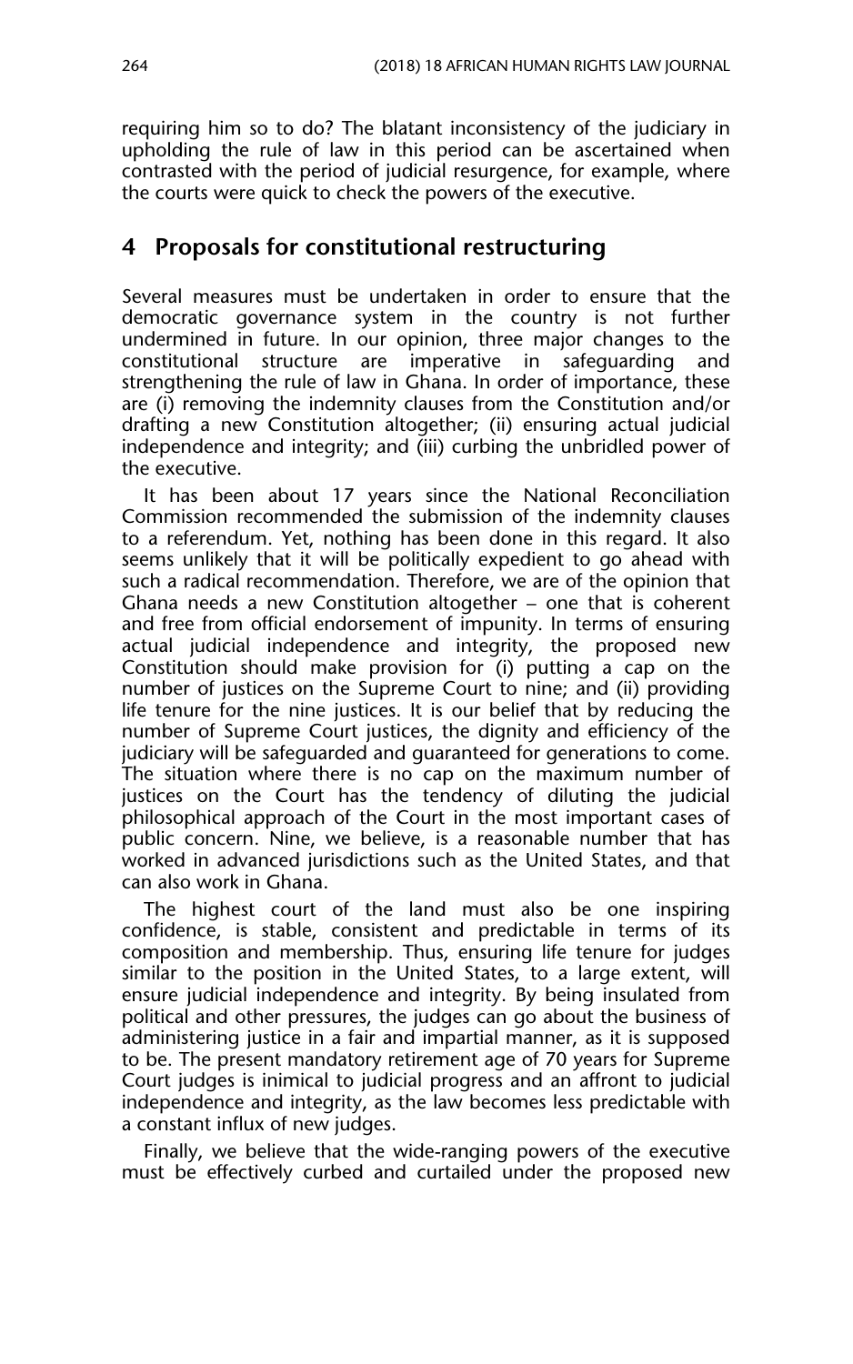requiring him so to do? The blatant inconsistency of the judiciary in upholding the rule of law in this period can be ascertained when contrasted with the period of judicial resurgence, for example, where the courts were quick to check the powers of the executive.

## 4 Proposals for constitutional restructuring

Several measures must be undertaken in order to ensure that the democratic governance system in the country is not further undermined in future. In our opinion, three major changes to the constitutional structure are imperative in safeguarding and strengthening the rule of law in Ghana. In order of importance, these are (i) removing the indemnity clauses from the Constitution and/or drafting a new Constitution altogether; (ii) ensuring actual judicial independence and integrity; and (iii) curbing the unbridled power of the executive.

It has been about 17 years since the National Reconciliation Commission recommended the submission of the indemnity clauses to a referendum. Yet, nothing has been done in this regard. It also seems unlikely that it will be politically expedient to go ahead with such a radical recommendation. Therefore, we are of the opinion that Ghana needs a new Constitution altogether – one that is coherent and free from official endorsement of impunity. In terms of ensuring actual judicial independence and integrity, the proposed new Constitution should make provision for (i) putting a cap on the number of justices on the Supreme Court to nine; and (ii) providing life tenure for the nine justices. It is our belief that by reducing the number of Supreme Court justices, the dignity and efficiency of the judiciary will be safeguarded and guaranteed for generations to come. The situation where there is no cap on the maximum number of justices on the Court has the tendency of diluting the judicial philosophical approach of the Court in the most important cases of public concern. Nine, we believe, is a reasonable number that has worked in advanced jurisdictions such as the United States, and that can also work in Ghana.

The highest court of the land must also be one inspiring confidence, is stable, consistent and predictable in terms of its composition and membership. Thus, ensuring life tenure for judges similar to the position in the United States, to a large extent, will ensure judicial independence and integrity. By being insulated from political and other pressures, the judges can go about the business of administering justice in a fair and impartial manner, as it is supposed to be. The present mandatory retirement age of 70 years for Supreme Court judges is inimical to judicial progress and an affront to judicial independence and integrity, as the law becomes less predictable with a constant influx of new judges.

Finally, we believe that the wide-ranging powers of the executive must be effectively curbed and curtailed under the proposed new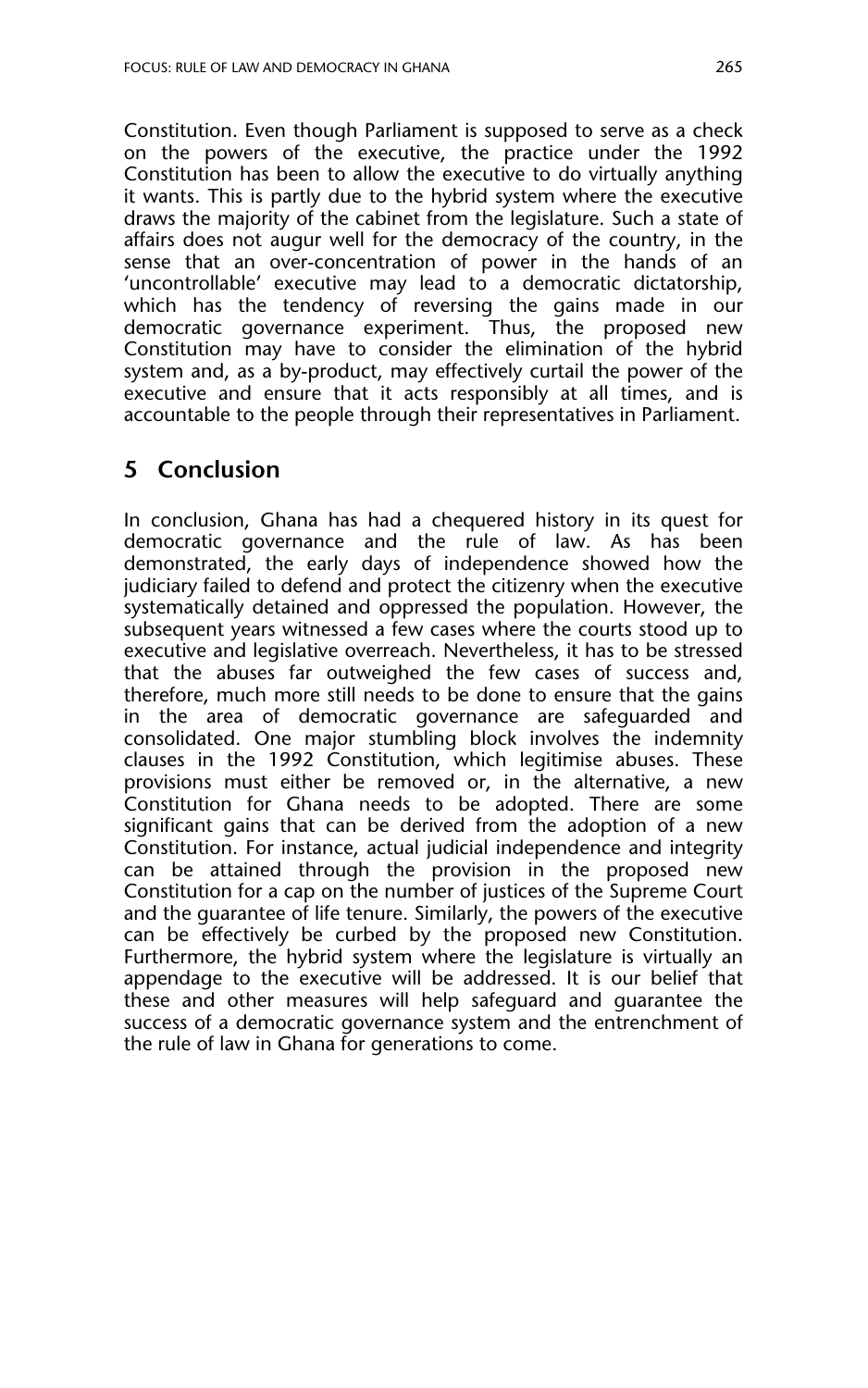Constitution. Even though Parliament is supposed to serve as a check on the powers of the executive, the practice under the 1992 Constitution has been to allow the executive to do virtually anything it wants. This is partly due to the hybrid system where the executive draws the majority of the cabinet from the legislature. Such a state of affairs does not augur well for the democracy of the country, in the sense that an over-concentration of power in the hands of an 'uncontrollable' executive may lead to a democratic dictatorship, which has the tendency of reversing the gains made in our democratic governance experiment. Thus, the proposed new Constitution may have to consider the elimination of the hybrid system and, as a by-product, may effectively curtail the power of the executive and ensure that it acts responsibly at all times, and is accountable to the people through their representatives in Parliament.

## 5 Conclusion

In conclusion, Ghana has had a chequered history in its quest for democratic governance and the rule of law. As has been demonstrated, the early days of independence showed how the judiciary failed to defend and protect the citizenry when the executive systematically detained and oppressed the population. However, the subsequent years witnessed a few cases where the courts stood up to executive and legislative overreach. Nevertheless, it has to be stressed that the abuses far outweighed the few cases of success and, therefore, much more still needs to be done to ensure that the gains in the area of democratic governance are safeguarded and consolidated. One major stumbling block involves the indemnity clauses in the 1992 Constitution, which legitimise abuses. These provisions must either be removed or, in the alternative, a new Constitution for Ghana needs to be adopted. There are some significant gains that can be derived from the adoption of a new Constitution. For instance, actual judicial independence and integrity can be attained through the provision in the proposed new Constitution for a cap on the number of justices of the Supreme Court and the guarantee of life tenure. Similarly, the powers of the executive can be effectively be curbed by the proposed new Constitution. Furthermore, the hybrid system where the legislature is virtually an appendage to the executive will be addressed. It is our belief that these and other measures will help safeguard and guarantee the success of a democratic governance system and the entrenchment of the rule of law in Ghana for generations to come.